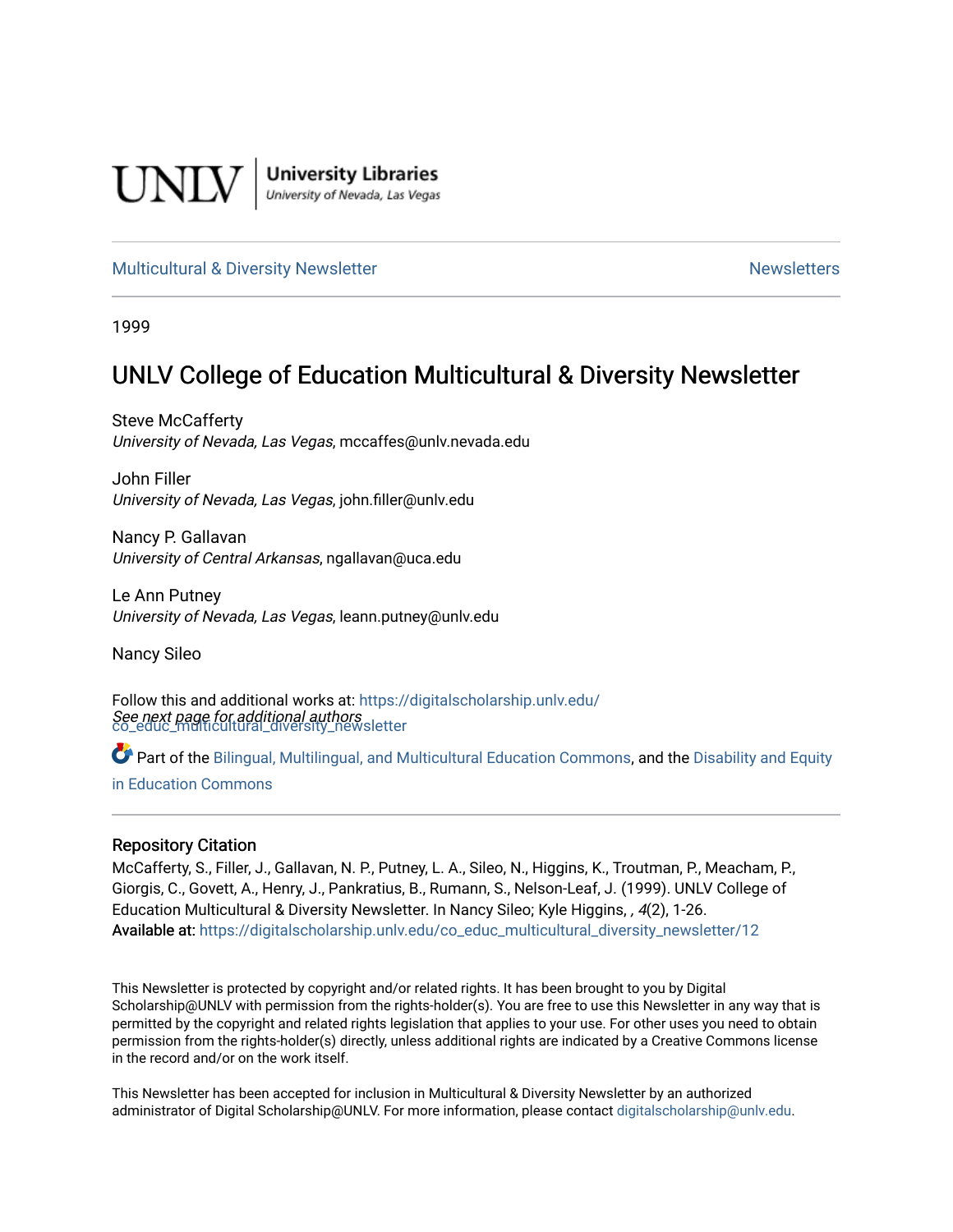UNLV | University Libraries
University of Nevada, Las Vegas

Multicultural & Diversity Newsletter | Newsletters

1999

# UNLV College of Education Multicultural & Diversity Newsletter

Steve McCafferty
*University of Nevada, Las Vegas*, mccaffes@unlv.nevada.edu

John Filler
*University of Nevada, Las Vegas*, john.filler@unlv.edu

Nancy P. Gallavan
*University of Central Arkansas*, ngallavan@uca.edu

Le Ann Putney
*University of Nevada, Las Vegas*, leann.putney@unlv.edu

Nancy Sileo

*See next page for additional authors*

Follow this and additional works at: https://digitalscholarship.unlv.edu/co_educ_multicultural_diversity_newsletter

Part of the Bilingual, Multilingual, and Multicultural Education Commons, and the Disability and Equity in Education Commons

## Repository Citation

McCafferty, S., Filler, J., Gallavan, N. P., Putney, L. A., Sileo, N., Higgins, K., Troutman, P., Meacham, P., Giorgis, C., Govett, A., Henry, J., Pankratius, B., Rumann, S., Nelson-Leaf, J. (1999). UNLV College of Education Multicultural & Diversity Newsletter. In Nancy Sileo; Kyle Higgins, , *4*(2), 1-26.
**Available at:** https://digitalscholarship.unlv.edu/co_educ_multicultural_diversity_newsletter/12

This Newsletter is protected by copyright and/or related rights. It has been brought to you by Digital Scholarship@UNLV with permission from the rights-holder(s). You are free to use this Newsletter in any way that is permitted by the copyright and related rights legislation that applies to your use. For other uses you need to obtain permission from the rights-holder(s) directly, unless additional rights are indicated by a Creative Commons license in the record and/or on the work itself.

This Newsletter has been accepted for inclusion in Multicultural & Diversity Newsletter by an authorized administrator of Digital Scholarship@UNLV. For more information, please contact digitalscholarship@unlv.edu.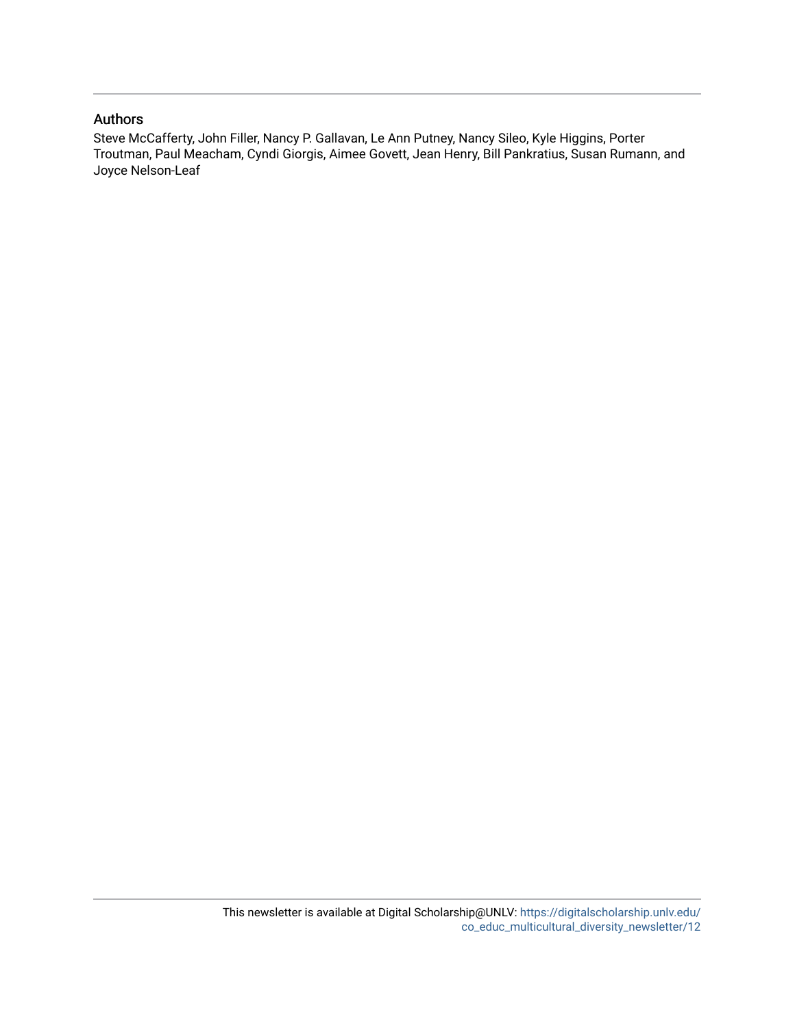## Authors

Steve McCafferty, John Filler, Nancy P. Gallavan, Le Ann Putney, Nancy Sileo, Kyle Higgins, Porter Troutman, Paul Meacham, Cyndi Giorgis, Aimee Govett, Jean Henry, Bill Pankratius, Susan Rumann, and Joyce Nelson-Leaf

This newsletter is available at Digital Scholarship@UNLV: https://digitalscholarship.unlv.edu/co_educ_multicultural_diversity_newsletter/12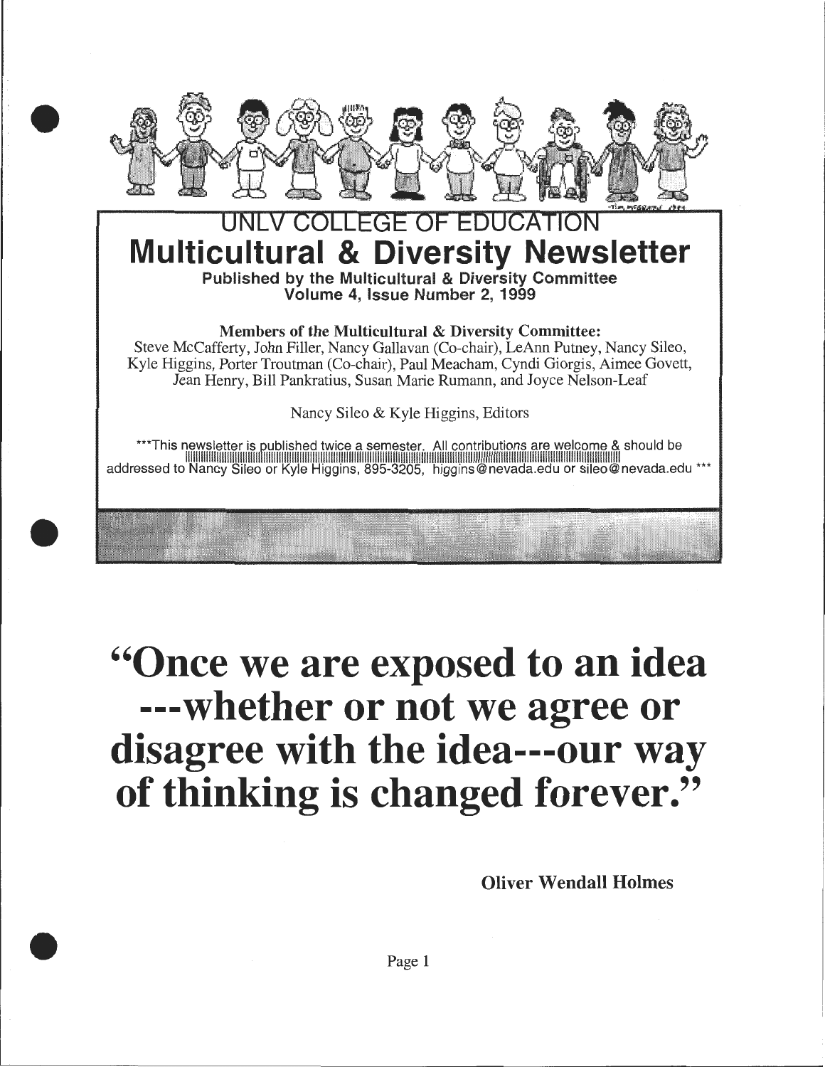# UNLV COLLEGE OF EDUCATION

# Multicultural & Diversity Newsletter

**Published by the Multicultural & Diversity Committee**
**Volume 4, Issue Number 2, 1999**

**Members of the Multicultural & Diversity Committee:**
Steve McCafferty, John Filler, Nancy Gallavan (Co-chair), LeAnn Putney, Nancy Sileo, Kyle Higgins, Porter Troutman (Co-chair), Paul Meacham, Cyndi Giorgis, Aimee Govett, Jean Henry, Bill Pankratius, Susan Marie Rumann, and Joyce Nelson-Leaf

Nancy Sileo & Kyle Higgins, Editors

***This newsletter is published twice a semester. All contributions are welcome & should be addressed to Nancy Sileo or Kyle Higgins, 895-3205, higgins@nevada.edu or sileo@nevada.edu ***

# "Once we are exposed to an idea ---whether or not we agree or disagree with the idea---our way of thinking is changed forever."

**Oliver Wendall Holmes**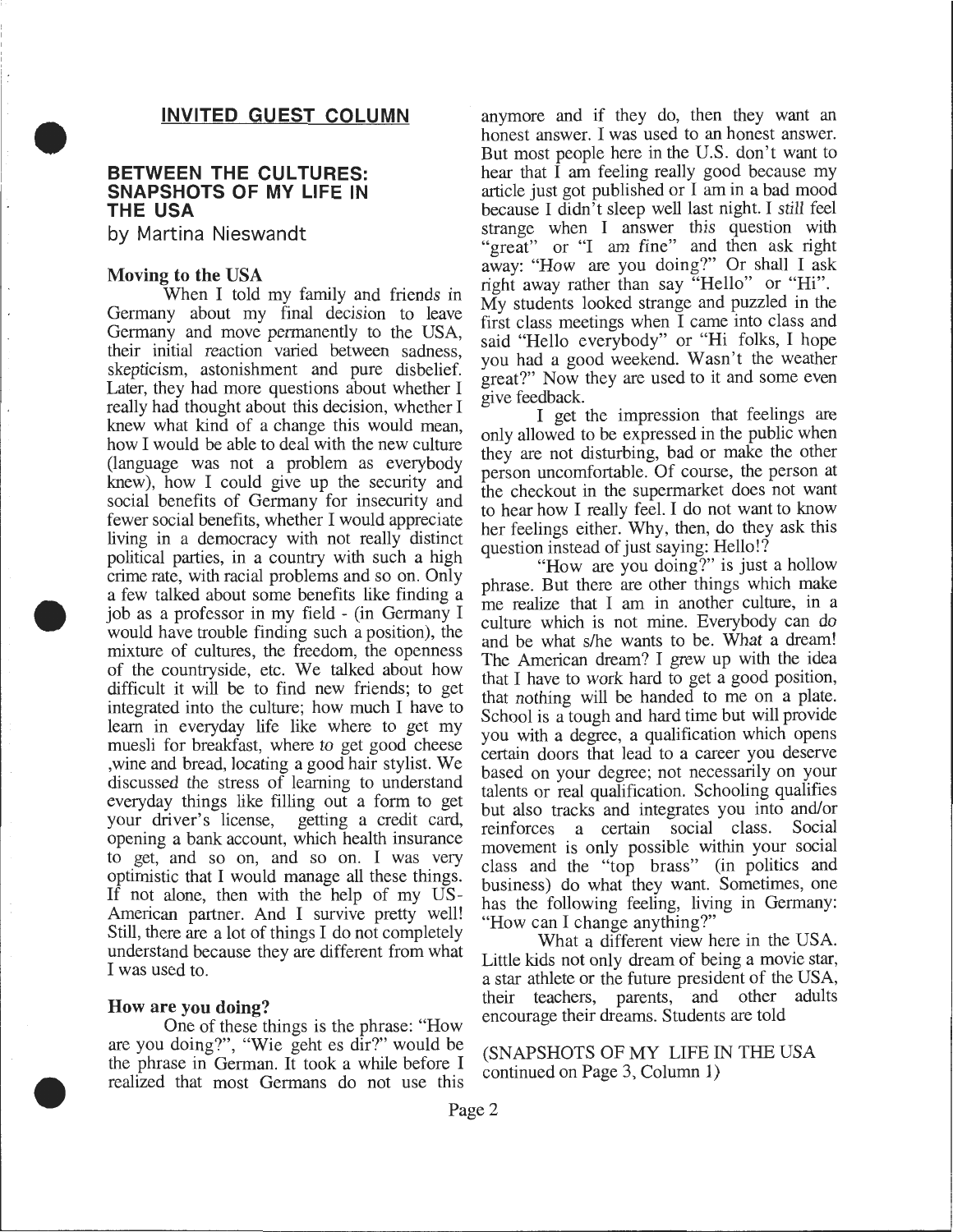## INVITED GUEST COLUMN

### BETWEEN THE CULTURES: SNAPSHOTS OF MY LIFE IN THE USA

by Martina Nieswandt

**Moving to the USA**

When I told my family and friends in Germany about my final decision to leave Germany and move permanently to the USA, their initial reaction varied between sadness, skepticism, astonishment and pure disbelief. Later, they had more questions about whether I really had thought about this decision, whether I knew what kind of a change this would mean, how I would be able to deal with the new culture (language was not a problem as everybody knew), how I could give up the security and social benefits of Germany for insecurity and fewer social benefits, whether I would appreciate living in a democracy with not really distinct political parties, in a country with such a high crime rate, with racial problems and so on. Only a few talked about some benefits like finding a job as a professor in my field - (in Germany I would have trouble finding such a position), the mixture of cultures, the freedom, the openness of the countryside, etc. We talked about how difficult it will be to find new friends; to get integrated into the culture; how much I have to learn in everyday life like where to get my muesli for breakfast, where to get good cheese ,wine and bread, locating a good hair stylist. We discussed the stress of learning to understand everyday things like filling out a form to get your driver's license, getting a credit card, opening a bank account, which health insurance to get, and so on, and so on. I was very optimistic that I would manage all these things. If not alone, then with the help of my US-American partner. And I survive pretty well! Still, there are a lot of things I do not completely understand because they are different from what I was used to.

**How are you doing?**

One of these things is the phrase: "How are you doing?", "Wie geht es dir?" would be the phrase in German. It took a while before I realized that most Germans do not use this anymore and if they do, then they want an honest answer. I was used to an honest answer. But most people here in the U.S. don't want to hear that I am feeling really good because my article just got published or I am in a bad mood because I didn't sleep well last night. I *still* feel strange when I answer this question with "great" or "I am fine" and then ask right away: "How are you doing?" Or shall I ask right away rather than say "Hello" or "Hi". My students looked strange and puzzled in the first class meetings when I came into class and said "Hello everybody" or "Hi folks, I hope you had a good weekend. Wasn't the weather great?" Now they are used to it and some even give feedback.

I get the impression that feelings are only allowed to be expressed in the public when they are not disturbing, bad or make the other person uncomfortable. Of course, the person at the checkout in the supermarket does not want to hear how I really feel. I do not want to know her feelings either. Why, then, do they ask this question instead of just saying: Hello!?

"How are you doing?" is just a hollow phrase. But there are other things which make me realize that I am in another culture, in a culture which is not mine. Everybody can do and be what s/he wants to be. What a dream! The American dream? I grew up with the idea that I have to work hard to get a good position, that nothing will be handed to me on a plate. School is a tough and hard time but will provide you with a degree, a qualification which opens certain doors that lead to a career you deserve based on your degree; not necessarily on your talents or real qualification. Schooling qualifies but also tracks and integrates you into and/or reinforces a certain social class. Social movement is only possible within your social class and the "top brass" (in politics and business) do what they want. Sometimes, one has the following feeling, living in Germany: "How can I change anything?"

What a different view here in the USA. Little kids not only dream of being a movie star, a star athlete or the future president of the USA, their teachers, parents, and other adults encourage their dreams. Students are told

(SNAPSHOTS OF MY LIFE IN THE USA continued on Page 3, Column 1)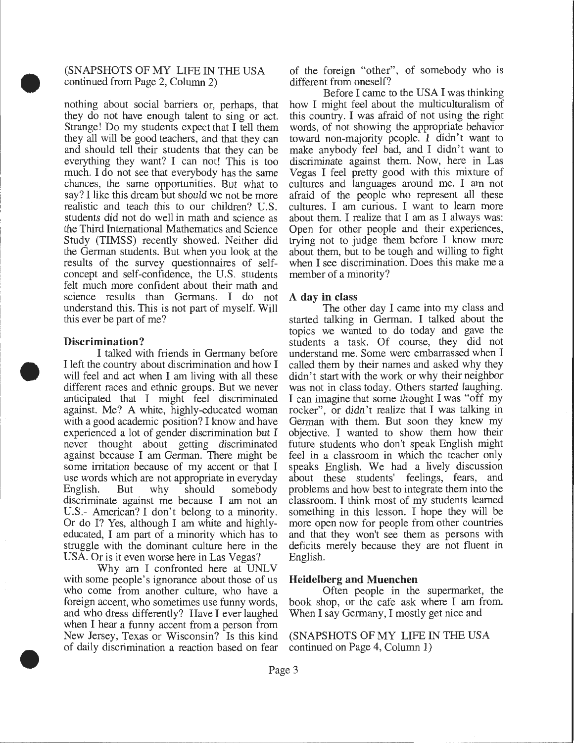(SNAPSHOTS OF MY LIFE IN THE USA continued from Page 2, Column 2)

nothing about social barriers or, perhaps, that they do not have enough talent to sing or act. Strange! Do my students expect that I tell them they all will be good teachers, and that they can and should tell their students that they can be everything they want? I can not! This is too much. I do not see that everybody has the same chances, the same opportunities. But what to say? I like this dream but should we not be more realistic and teach this to our children? U.S. students did not do well in math and science as the Third International Mathematics and Science Study (TIMSS) recently showed. Neither did the German students. But when you look at the results of the survey questionnaires of self-concept and self-confidence, the U.S. students felt much more confident about their math and science results than Germans. I do not understand this. This is not part of myself. Will this ever be part of me?

### Discrimination?

I talked with friends in Germany before I left the country about discrimination and how I will feel and act when I am living with all these different races and ethnic groups. But we never anticipated that I might feel discriminated against. Me? A white, highly-educated woman with a good academic position? I know and have experienced a lot of gender discrimination but I never thought about getting discriminated against because I am German. There might be some irritation because of my accent or that I use words which are not appropriate in everyday English. But why should somebody discriminate against me because I am not an U.S.- American? I don't belong to a minority. Or do I? Yes, although I am white and highly-educated, I am part of a minority which has to struggle with the dominant culture here in the USA. Or is it even worse here in Las Vegas?

Why am I confronted here at UNLV with some people's ignorance about those of us who come from another culture, who have a foreign accent, who sometimes use funny words, and who dress differently? Have I ever laughed when I hear a funny accent from a person from New Jersey, Texas or Wisconsin? Is this kind of daily discrimination a reaction based on fear of the foreign "other", of somebody who is different from oneself?

Before I came to the USA I was thinking how I might feel about the multiculturalism of this country. I was afraid of not using the right words, of not showing the appropriate behavior toward non-majority people. I didn't want to make anybody feel bad, and I didn't want to discriminate against them. Now, here in Las Vegas I feel pretty good with this mixture of cultures and languages around me. I am not afraid of the people who represent all these cultures. I am curious. I want to learn more about them. I realize that I am as I always was: Open for other people and their experiences, trying not to judge them before I know more about them, but to be tough and willing to fight when I see discrimination. Does this make me a member of a minority?

### A day in class

The other day I came into my class and started talking in German. I talked about the topics we wanted to do today and gave the students a task. Of course, they did not understand me. Some were embarrassed when I called them by their names and asked why they didn't start with the work or why their neighbor was not in class today. Others started laughing. I can imagine that some thought I was "off my rocker", or didn't realize that I was talking in German with them. But soon they knew my objective. I wanted to show them how their future students who don't speak English might feel in a classroom in which the teacher only speaks English. We had a lively discussion about these students' feelings, fears, and problems and how best to integrate them into the classroom. I think most of my students learned something in this lesson. I hope they will be more open now for people from other countries and that they won't see them as persons with deficits merely because they are not fluent in English.

### Heidelberg and Muenchen

Often people in the supermarket, the book shop, or the cafe ask where I am from. When I say Germany, I mostly get nice and

(SNAPSHOTS OF MY LIFE IN THE USA continued on Page 4, Column 1)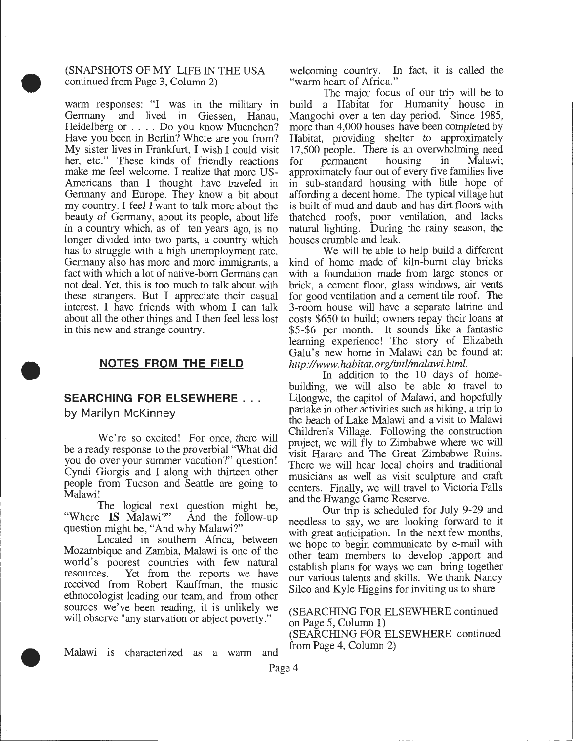(SNAPSHOTS OF MY LIFE IN THE USA continued from Page 3, Column 2)

warm responses: "I was in the military in Germany and lived in Giessen, Hanau, Heidelberg or . . . . Do you know Muenchen? Have you been in Berlin? Where are you from? My sister lives in Frankfurt, I wish I could visit her, etc." These kinds of friendly reactions make me feel welcome. I realize that more US-Americans than I thought have traveled in Germany and Europe. They know a bit about my country. I feel I want to talk more about the beauty of Germany, about its people, about life in a country which, as of ten years ago, is no longer divided into two parts, a country which has to struggle with a high unemployment rate. Germany also has more and more immigrants, a fact with which a lot of native-born Germans can not deal. Yet, this is too much to talk about with these strangers. But I appreciate their casual interest. I have friends with whom I can talk about all the other things and I then feel less lost in this new and strange country.

## NOTES FROM THE FIELD

### SEARCHING FOR ELSEWHERE . . .

by Marilyn McKinney

We're so excited! For once, there will be a ready response to the proverbial "What did you do over your summer vacation?" question! Cyndi Giorgis and I along with thirteen other people from Tucson and Seattle are going to Malawi!

The logical next question might be, "Where **IS** Malawi?" And the follow-up question might be, "And why Malawi?"

Located in southern Africa, between Mozambique and Zambia, Malawi is one of the world's poorest countries with few natural resources. Yet from the reports we have received from Robert Kauffman, the music ethnocologist leading our team, and from other sources we've been reading, it is unlikely we will observe "any starvation or abject poverty."

Malawi is characterized as a warm and welcoming country. In fact, it is called the "warm heart of Africa."

The major focus of our trip will be to build a Habitat for Humanity house in Mangochi over a ten day period. Since 1985, more than 4,000 houses have been completed by Habitat, providing shelter to approximately 17,500 people. There is an overwhelming need for permanent housing in Malawi; approximately four out of every five families live in sub-standard housing with little hope of affording a decent home. The typical village hut is built of mud and daub and has dirt floors with thatched roofs, poor ventilation, and lacks natural lighting. During the rainy season, the houses crumble and leak.

We will be able to help build a different kind of home made of kiln-burnt clay bricks with a foundation made from large stones or brick, a cement floor, glass windows, air vents for good ventilation and a cement tile roof. The 3-room house will have a separate latrine and costs $650 to build; owners repay their loans at $5-$6 per month. It sounds like a fantastic learning experience! The story of Elizabeth Galu's new home in Malawi can be found at: *http://www.habitat.org/intl/malawi.html.*

In addition to the 10 days of home-building, we will also be able to travel to Lilongwe, the capitol of Malawi, and hopefully partake in other activities such as hiking, a trip to the beach of Lake Malawi and a visit to Malawi Children's Village. Following the construction project, we will fly to Zimbabwe where we will visit Harare and The Great Zimbabwe Ruins. There we will hear local choirs and traditional musicians as well as visit sculpture and craft centers. Finally, we will travel to Victoria Falls and the Hwange Game Reserve.

Our trip is scheduled for July 9-29 and needless to say, we are looking forward to it with great anticipation. In the next few months, we hope to begin communicate by e-mail with other team members to develop rapport and establish plans for ways we can bring together our various talents and skills. We thank Nancy Sileo and Kyle Higgins for inviting us to share

(SEARCHING FOR ELSEWHERE continued on Page 5, Column 1)

(SEARCHING FOR ELSEWHERE continued from Page 4, Column 2)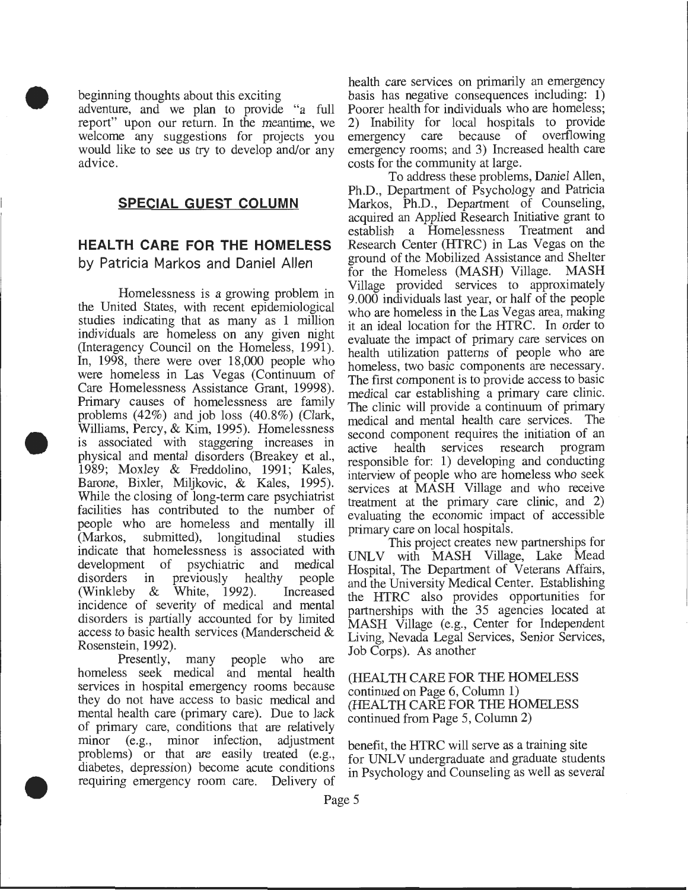beginning thoughts about this exciting adventure, and we plan to provide "a full report" upon our return. In the meantime, we welcome any suggestions for projects you would like to see us try to develop and/or any advice.

## SPECIAL GUEST COLUMN

### HEALTH CARE FOR THE HOMELESS

by Patricia Markos and Daniel Allen

Homelessness is a growing problem in the United States, with recent epidemiological studies indicating that as many as 1 million individuals are homeless on any given night (Interagency Council on the Homeless, 1991). In, 1998, there were over 18,000 people who were homeless in Las Vegas (Continuum of Care Homelessness Assistance Grant, 19998). Primary causes of homelessness are family problems (42%) and job loss (40.8%) (Clark, Williams, Percy, & Kim, 1995). Homelessness is associated with staggering increases in physical and mental disorders (Breakey et al., 1989; Moxley & Freddolino, 1991; Kales, Barone, Bixler, Miljkovic, & Kales, 1995). While the closing of long-term care psychiatrist facilities has contributed to the number of people who are homeless and mentally ill (Markos, submitted), longitudinal studies indicate that homelessness is associated with development of psychiatric and medical disorders in previously healthy people (Winkleby & White, 1992). Increased incidence of severity of medical and mental disorders is partially accounted for by limited access to basic health services (Manderscheid & Rosenstein, 1992).

Presently, many people who are homeless seek medical and mental health services in hospital emergency rooms because they do not have access to basic medical and mental health care (primary care). Due to lack of primary care, conditions that are relatively minor (e.g., minor infection, adjustment problems) or that are easily treated (e.g., diabetes, depression) become acute conditions requiring emergency room care. Delivery of health care services on primarily an emergency basis has negative consequences including: 1) Poorer health for individuals who are homeless; 2) Inability for local hospitals to provide emergency care because of overflowing emergency rooms; and 3) Increased health care costs for the community at large.

To address these problems, Daniel Allen, Ph.D., Department of Psychology and Patricia Markos, Ph.D., Department of Counseling, acquired an Applied Research Initiative grant to establish a Homelessness Treatment and Research Center (HTRC) in Las Vegas on the ground of the Mobilized Assistance and Shelter for the Homeless (MASH) Village. MASH Village provided services to approximately 9.000 individuals last year, or half of the people who are homeless in the Las Vegas area, making it an ideal location for the HTRC. In order to evaluate the impact of primary care services on health utilization patterns of people who are homeless, two basic components are necessary. The first component is to provide access to basic medical car establishing a primary care clinic. The clinic will provide a continuum of primary medical and mental health care services. The second component requires the initiation of an active health services research program responsible for: 1) developing and conducting interview of people who are homeless who seek services at MASH Village and who receive treatment at the primary care clinic, and 2) evaluating the economic impact of accessible primary care on local hospitals.

This project creates new partnerships for UNLV with MASH Village, Lake Mead Hospital, The Department of Veterans Affairs, and the University Medical Center. Establishing the HTRC also provides opportunities for partnerships with the 35 agencies located at MASH Village (e.g., Center for Independent Living, Nevada Legal Services, Senior Services, Job Corps). As another

(HEALTH CARE FOR THE HOMELESS continued on Page 6, Column 1)
(HEALTH CARE FOR THE HOMELESS continued from Page 5, Column 2)

benefit, the HTRC will serve as a training site for UNLV undergraduate and graduate students in Psychology and Counseling as well as several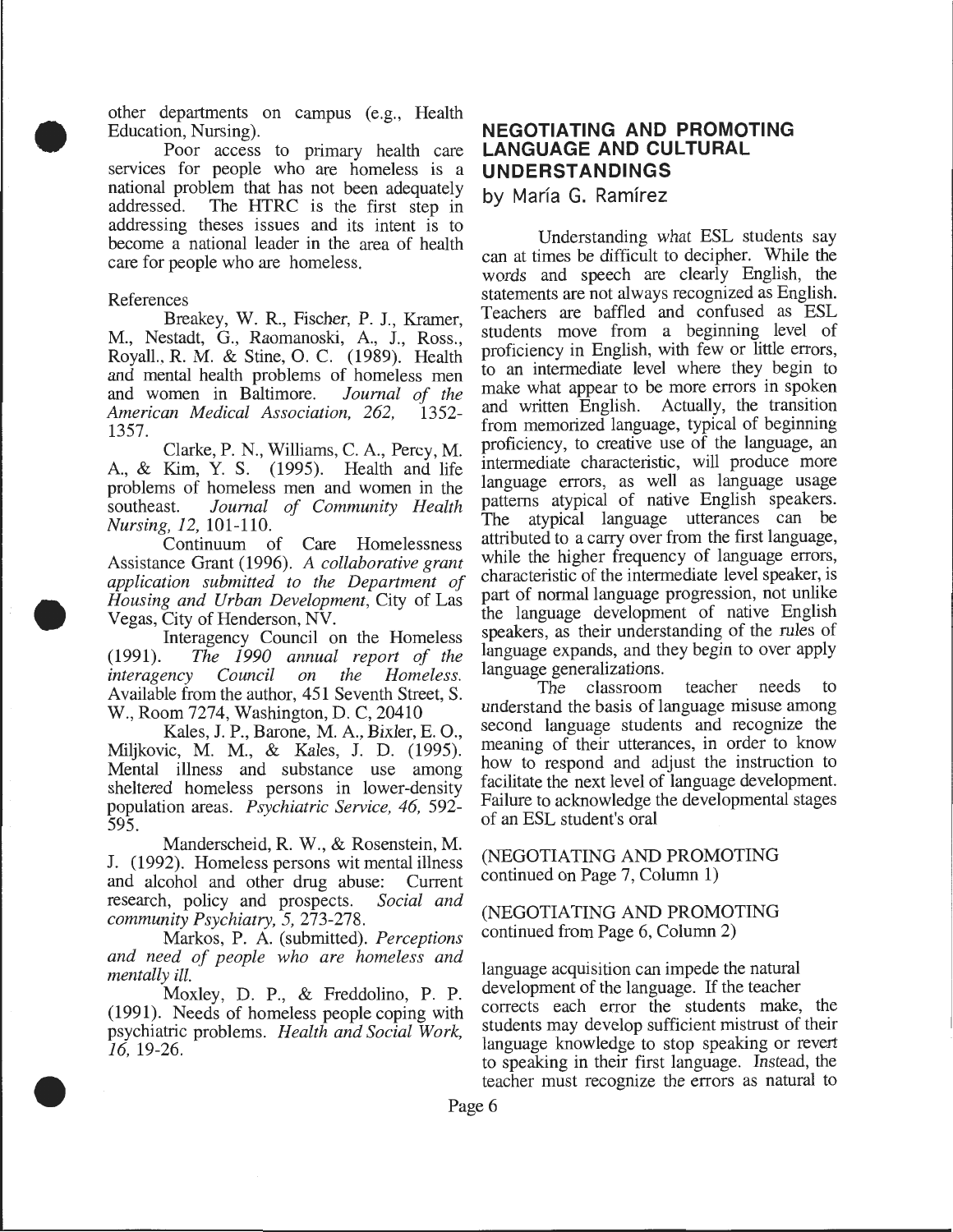other departments on campus (e.g., Health Education, Nursing).

Poor access to primary health care services for people who are homeless is a national problem that has not been adequately addressed. The HTRC is the first step in addressing theses issues and its intent is to become a national leader in the area of health care for people who are homeless.

References

Breakey, W. R., Fischer, P. J., Kramer, M., Nestadt, G., Raomanoski, A., J., Ross., Royall., R. M. & Stine, O. C. (1989). Health and mental health problems of homeless men and women in Baltimore. *Journal of the American Medical Association, 262,* 1352-1357.

Clarke, P. N., Williams, C. A., Percy, M. A., & Kim, Y. S. (1995). Health and life problems of homeless men and women in the southeast. *Journal of Community Health Nursing, 12,* 101-110.

Continuum of Care Homelessness Assistance Grant (1996). *A collaborative grant application submitted to the Department of Housing and Urban Development,* City of Las Vegas, City of Henderson, NV.

Interagency Council on the Homeless (1991). *The 1990 annual report of the interagency Council on the Homeless.* Available from the author, 451 Seventh Street, S. W., Room 7274, Washington, D. C, 20410

Kales, J. P., Barone, M. A., Bixler, E. O., Miljkovic, M. M., & Kales, J. D. (1995). Mental illness and substance use among sheltered homeless persons in lower-density population areas. *Psychiatric Service, 46,* 592-595.

Manderscheid, R. W., & Rosenstein, M. J. (1992). Homeless persons wit mental illness and alcohol and other drug abuse: Current research, policy and prospects. *Social and community Psychiatry, 5,* 273-278.

Markos, P. A. (submitted). *Perceptions and need of people who are homeless and mentally ill.*

Moxley, D. P., & Freddolino, P. P. (1991). Needs of homeless people coping with psychiatric problems. *Health and Social Work, 16,* 19-26.

## NEGOTIATING AND PROMOTING LANGUAGE AND CULTURAL UNDERSTANDINGS

by María G. Ramírez

Understanding what ESL students say can at times be difficult to decipher. While the words and speech are clearly English, the statements are not always recognized as English. Teachers are baffled and confused as ESL students move from a beginning level of proficiency in English, with few or little errors, to an intermediate level where they begin to make what appear to be more errors in spoken and written English. Actually, the transition from memorized language, typical of beginning proficiency, to creative use of the language, an intermediate characteristic, will produce more language errors, as well as language usage patterns atypical of native English speakers. The atypical language utterances can be attributed to a carry over from the first language, while the higher frequency of language errors, characteristic of the intermediate level speaker, is part of normal language progression, not unlike the language development of native English speakers, as their understanding of the rules of language expands, and they begin to over apply language generalizations.

The classroom teacher needs to understand the basis of language misuse among second language students and recognize the meaning of their utterances, in order to know how to respond and adjust the instruction to facilitate the next level of language development. Failure to acknowledge the developmental stages of an ESL student's oral

(NEGOTIATING AND PROMOTING continued on Page 7, Column 1)

(NEGOTIATING AND PROMOTING continued from Page 6, Column 2)

language acquisition can impede the natural development of the language. If the teacher corrects each error the students make, the students may develop sufficient mistrust of their language knowledge to stop speaking or revert to speaking in their first language. Instead, the teacher must recognize the errors as natural to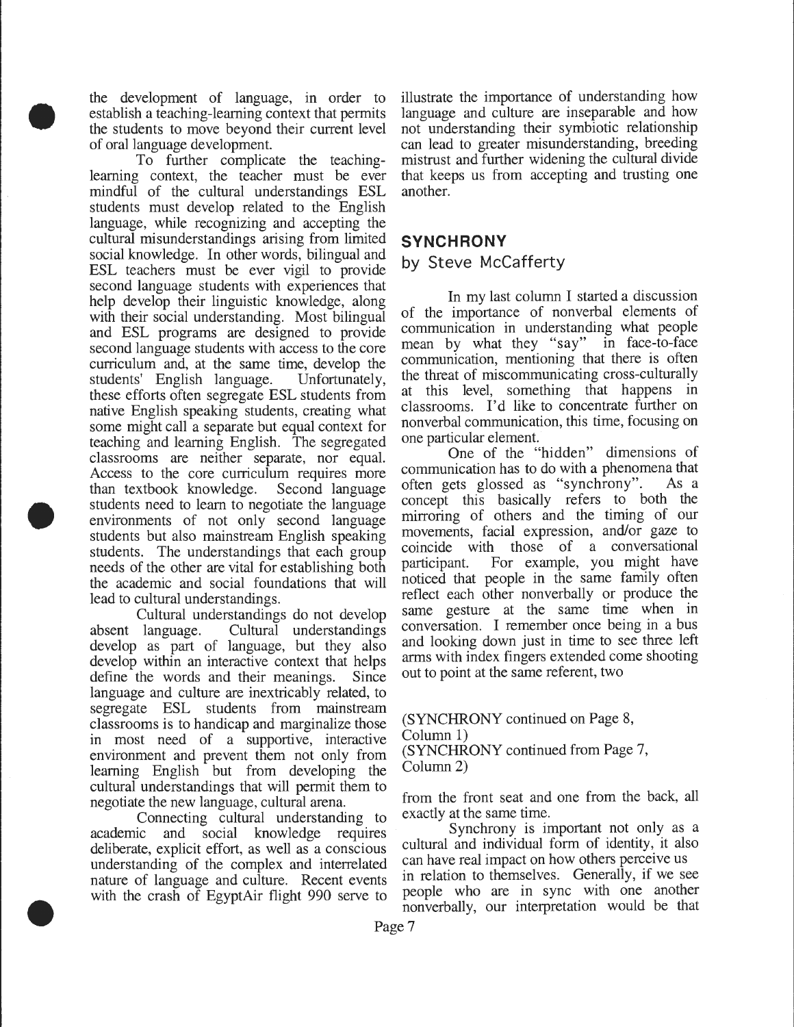the development of language, in order to establish a teaching-learning context that permits the students to move beyond their current level of oral language development.

To further complicate the teaching-learning context, the teacher must be ever mindful of the cultural understandings ESL students must develop related to the English language, while recognizing and accepting the cultural misunderstandings arising from limited social knowledge. In other words, bilingual and ESL teachers must be ever vigil to provide second language students with experiences that help develop their linguistic knowledge, along with their social understanding. Most bilingual and ESL programs are designed to provide second language students with access to the core curriculum and, at the same time, develop the students' English language. Unfortunately, these efforts often segregate ESL students from native English speaking students, creating what some might call a separate but equal context for teaching and learning English. The segregated classrooms are neither separate, nor equal. Access to the core curriculum requires more than textbook knowledge. Second language students need to learn to negotiate the language environments of not only second language students but also mainstream English speaking students. The understandings that each group needs of the other are vital for establishing both the academic and social foundations that will lead to cultural understandings.

Cultural understandings do not develop absent language. Cultural understandings develop as part of language, but they also develop within an interactive context that helps define the words and their meanings. Since language and culture are inextricably related, to segregate ESL students from mainstream classrooms is to handicap and marginalize those in most need of a supportive, interactive environment and prevent them not only from learning English but from developing the cultural understandings that will permit them to negotiate the new language, cultural arena.

Connecting cultural understanding to academic and social knowledge requires deliberate, explicit effort, as well as a conscious understanding of the complex and interrelated nature of language and culture. Recent events with the crash of EgyptAir flight 990 serve to illustrate the importance of understanding how language and culture are inseparable and how not understanding their symbiotic relationship can lead to greater misunderstanding, breeding mistrust and further widening the cultural divide that keeps us from accepting and trusting one another.

## SYNCHRONY

### by Steve McCafferty

In my last column I started a discussion of the importance of nonverbal elements of communication in understanding what people mean by what they "say" in face-to-face communication, mentioning that there is often the threat of miscommunicating cross-culturally at this level, something that happens in classrooms. I'd like to concentrate further on nonverbal communication, this time, focusing on one particular element.

One of the "hidden" dimensions of communication has to do with a phenomena that often gets glossed as "synchrony". As a concept this basically refers to both the mirroring of others and the timing of our movements, facial expression, and/or gaze to coincide with those of a conversational participant. For example, you might have noticed that people in the same family often reflect each other nonverbally or produce the same gesture at the same time when in conversation. I remember once being in a bus and looking down just in time to see three left arms with index fingers extended come shooting out to point at the same referent, two

(SYNCHRONY continued on Page 8, Column 1)

(SYNCHRONY continued from Page 7, Column 2)

from the front seat and one from the back, all exactly at the same time.

Synchrony is important not only as a cultural and individual form of identity, it also can have real impact on how others perceive us in relation to themselves. Generally, if we see people who are in sync with one another nonverbally, our interpretation would be that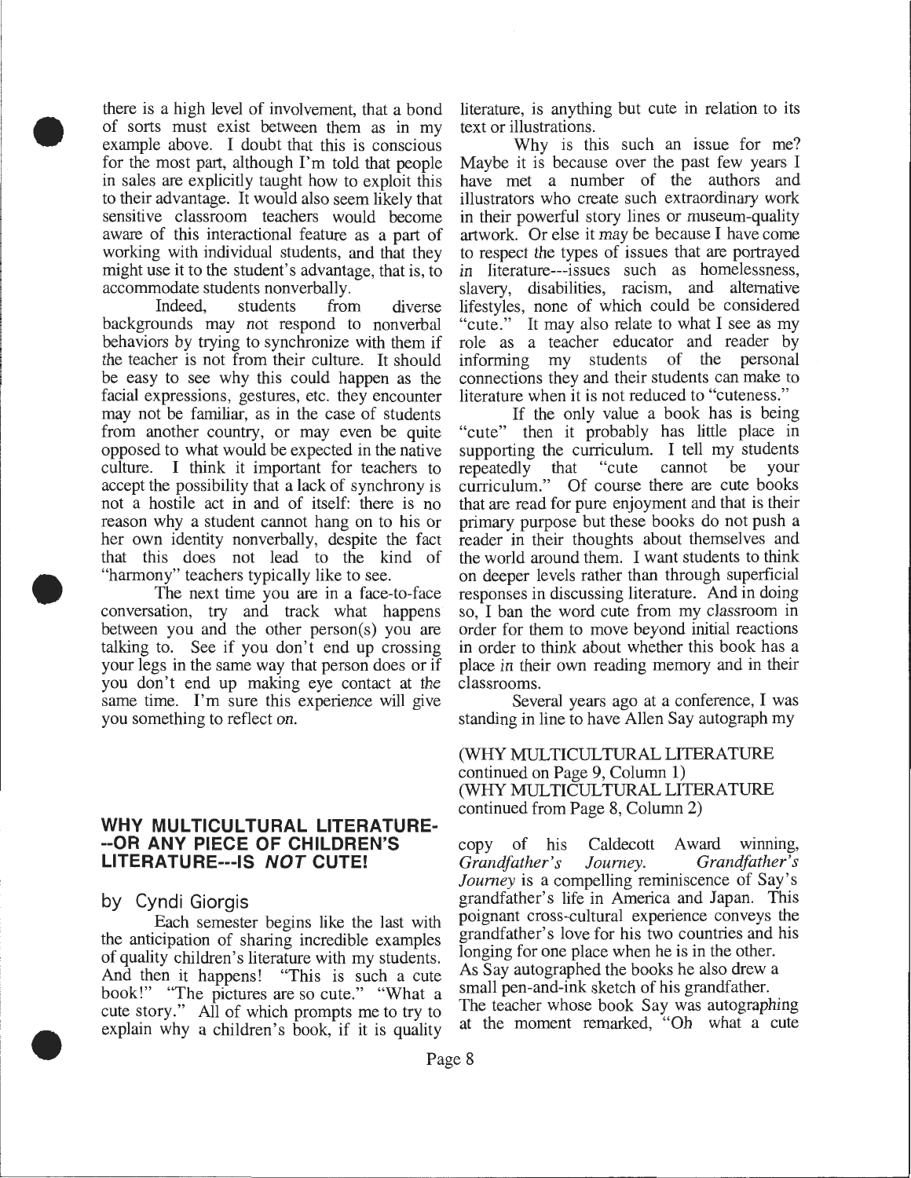there is a high level of involvement, that a bond of sorts must exist between them as in my example above. I doubt that this is conscious for the most part, although I'm told that people in sales are explicitly taught how to exploit this to their advantage. It would also seem likely that sensitive classroom teachers would become aware of this interactional feature as a part of working with individual students, and that they might use it to the student's advantage, that is, to accommodate students nonverbally.

Indeed, students from diverse backgrounds may not respond to nonverbal behaviors by trying to synchronize with them if the teacher is not from their culture. It should be easy to see why this could happen as the facial expressions, gestures, etc. they encounter may not be familiar, as in the case of students from another country, or may even be quite opposed to what would be expected in the native culture. I think it important for teachers to accept the possibility that a lack of synchrony is not a hostile act in and of itself: there is no reason why a student cannot hang on to his or her own identity nonverbally, despite the fact that this does not lead to the kind of "harmony" teachers typically like to see.

The next time you are in a face-to-face conversation, try and track what happens between you and the other person(s) you are talking to. See if you don't end up crossing your legs in the same way that person does or if you don't end up making eye contact at the same time. I'm sure this experience will give you something to reflect on.

## WHY MULTICULTURAL LITERATURE---OR ANY PIECE OF CHILDREN'S LITERATURE---IS *NOT* CUTE!

by Cyndi Giorgis

Each semester begins like the last with the anticipation of sharing incredible examples of quality children's literature with my students. And then it happens! "This is such a cute book!" "The pictures are so cute." "What a cute story." All of which prompts me to try to explain why a children's book, if it is quality literature, is anything but cute in relation to its text or illustrations.

Why is this such an issue for me? Maybe it is because over the past few years I have met a number of the authors and illustrators who create such extraordinary work in their powerful story lines or museum-quality artwork. Or else it may be because I have come to respect the types of issues that are portrayed in literature---issues such as homelessness, slavery, disabilities, racism, and alternative lifestyles, none of which could be considered "cute." It may also relate to what I see as my role as a teacher educator and reader by informing my students of the personal connections they and their students can make to literature when it is not reduced to "cuteness."

If the only value a book has is being "cute" then it probably has little place in supporting the curriculum. I tell my students repeatedly that "cute cannot be your curriculum." Of course there are cute books that are read for pure enjoyment and that is their primary purpose but these books do not push a reader in their thoughts about themselves and the world around them. I want students to think on deeper levels rather than through superficial responses in discussing literature. And in doing so, I ban the word cute from my classroom in order for them to move beyond initial reactions in order to think about whether this book has a place in their own reading memory and in their classrooms.

Several years ago at a conference, I was standing in line to have Allen Say autograph my copy of his Caldecott Award winning, *Grandfather's Journey*. *Grandfather's Journey* is a compelling reminiscence of Say's grandfather's life in America and Japan. This poignant cross-cultural experience conveys the grandfather's love for his two countries and his longing for one place when he is in the other. As Say autographed the books he also drew a small pen-and-ink sketch of his grandfather. The teacher whose book Say was autographing at the moment remarked, "Oh what a cute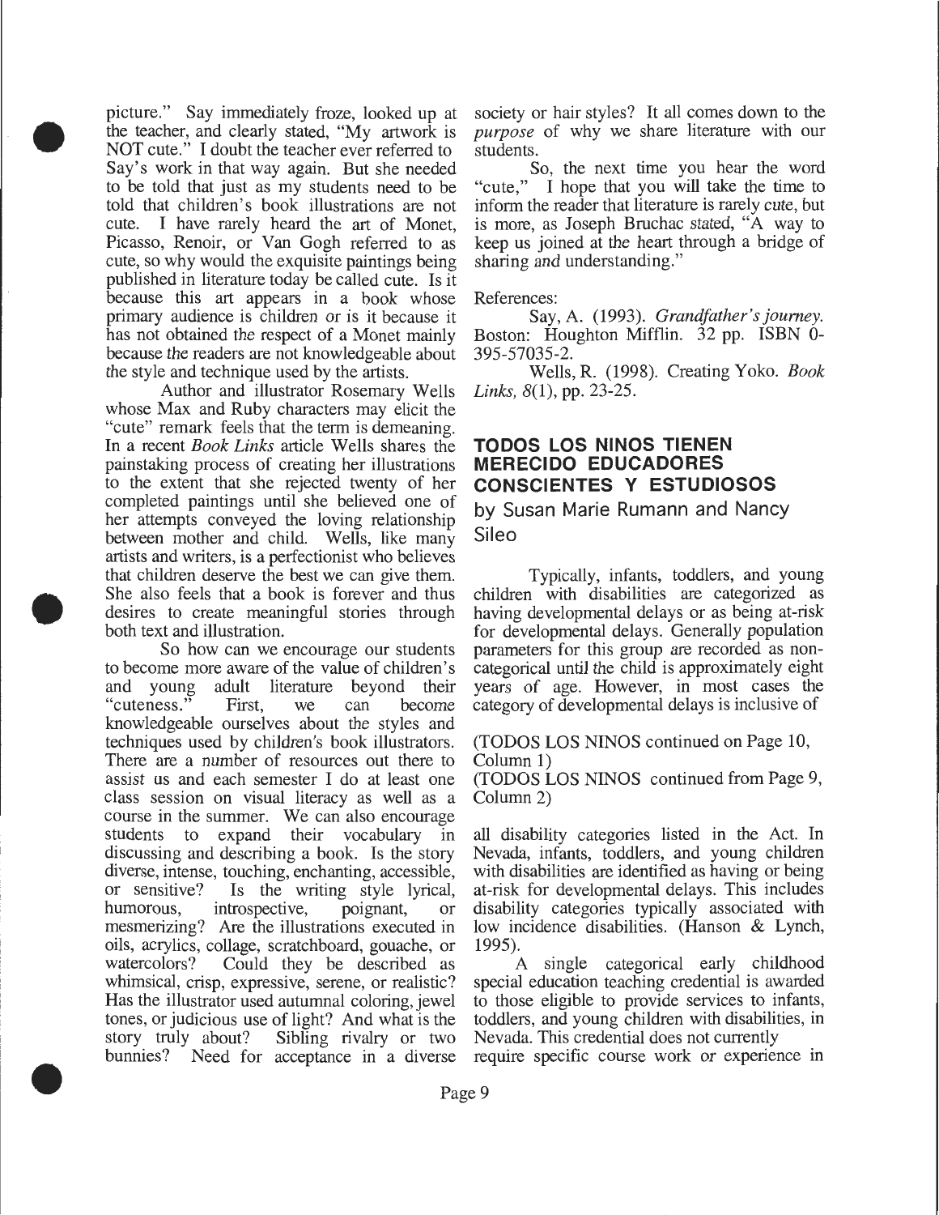picture." Say immediately froze, looked up at the teacher, and clearly stated, "My artwork is NOT cute." I doubt the teacher ever referred to Say's work in that way again. But she needed to be told that just as my students need to be told that children's book illustrations are not cute. I have rarely heard the art of Monet, Picasso, Renoir, or Van Gogh referred to as cute, so why would the exquisite paintings being published in literature today be called cute. Is it because this art appears in a book whose primary audience is children or is it because it has not obtained the respect of a Monet mainly because the readers are not knowledgeable about the style and technique used by the artists.

Author and illustrator Rosemary Wells whose Max and Ruby characters may elicit the "cute" remark feels that the term is demeaning. In a recent *Book Links* article Wells shares the painstaking process of creating her illustrations to the extent that she rejected twenty of her completed paintings until she believed one of her attempts conveyed the loving relationship between mother and child. Wells, like many artists and writers, is a perfectionist who believes that children deserve the best we can give them. She also feels that a book is forever and thus desires to create meaningful stories through both text and illustration.

So how can we encourage our students to become more aware of the value of children's and young adult literature beyond their "cuteness." First, we can become knowledgeable ourselves about the styles and techniques used by children's book illustrators. There are a number of resources out there to assist us and each semester I do at least one class session on visual literacy as well as a course in the summer. We can also encourage students to expand their vocabulary in discussing and describing a book. Is the story diverse, intense, touching, enchanting, accessible, or sensitive? Is the writing style lyrical, humorous, introspective, poignant, or mesmerizing? Are the illustrations executed in oils, acrylics, collage, scratchboard, gouache, or watercolors? Could they be described as whimsical, crisp, expressive, serene, or realistic? Has the illustrator used autumnal coloring, jewel tones, or judicious use of light? And what is the story truly about? Sibling rivalry or two bunnies? Need for acceptance in a diverse society or hair styles? It all comes down to the *purpose* of why we share literature with our students.

So, the next time you hear the word "cute," I hope that you will take the time to inform the reader that literature is rarely cute, but is more, as Joseph Bruchac stated, "A way to keep us joined at the heart through a bridge of sharing and understanding."

References:

Say, A. (1993). *Grandfather's journey.* Boston: Houghton Mifflin. 32 pp. ISBN 0-395-57035-2.

Wells, R. (1998). Creating Yoko. *Book Links, 8*(1), pp. 23-25.

## TODOS LOS NINOS TIENEN MERECIDO EDUCADORES CONSCIENTES Y ESTUDIOSOS

by Susan Marie Rumann and Nancy Sileo

Typically, infants, toddlers, and young children with disabilities are categorized as having developmental delays or as being at-risk for developmental delays. Generally population parameters for this group are recorded as non-categorical until the child is approximately eight years of age. However, in most cases the category of developmental delays is inclusive of

(TODOS LOS NINOS continued on Page 10, Column 1)

(TODOS LOS NINOS continued from Page 9, Column 2)

all disability categories listed in the Act. In Nevada, infants, toddlers, and young children with disabilities are identified as having or being at-risk for developmental delays. This includes disability categories typically associated with low incidence disabilities. (Hanson & Lynch, 1995).

A single categorical early childhood special education teaching credential is awarded to those eligible to provide services to infants, toddlers, and young children with disabilities, in Nevada. This credential does not currently require specific course work or experience in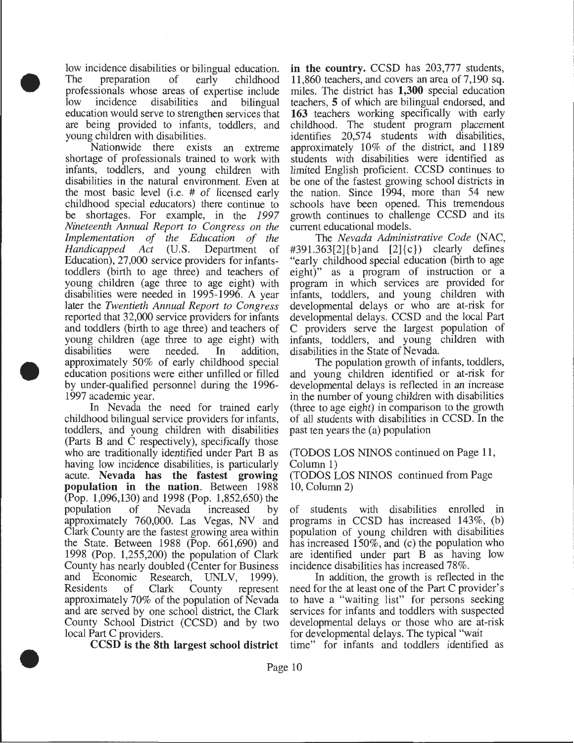low incidence disabilities or bilingual education. The preparation of early childhood professionals whose areas of expertise include low incidence disabilities and bilingual education would serve to strengthen services that are being provided to infants, toddlers, and young children with disabilities.

Nationwide there exists an extreme shortage of professionals trained to work with infants, toddlers, and young children with disabilities in the natural environment. Even at the most basic level (i.e. # of licensed early childhood special educators) there continue to be shortages. For example, in the *1997 Nineteenth Annual Report to Congress on the Implementation of the Education of the Handicapped Act* (U.S. Department of Education), 27,000 service providers for infants-toddlers (birth to age three) and teachers of young children (age three to age eight) with disabilities were needed in 1995-1996. A year later the *Twentieth Annual Report to Congress* reported that 32,000 service providers for infants and toddlers (birth to age three) and teachers of young children (age three to age eight) with disabilities were needed. In addition, approximately 50% of early childhood special education positions were either unfilled or filled by under-qualified personnel during the 1996-1997 academic year.

In Nevada the need for trained early childhood bilingual service providers for infants, toddlers, and young children with disabilities (Parts B and C respectively), specifically those who are traditionally identified under Part B as having low incidence disabilities, is particularly acute. **Nevada has the fastest growing population in the nation**. Between 1988 (Pop. 1,096,130) and 1998 (Pop. 1,852,650) the population of Nevada increased by approximately 760,000. Las Vegas, NV and Clark County are the fastest growing area within the State. Between 1988 (Pop. 661,690) and 1998 (Pop. 1,255,200) the population of Clark County has nearly doubled (Center for Business and Economic Research, UNLV, 1999). Residents of Clark County represent approximately 70% of the population of Nevada and are served by one school district, the Clark County School District (CCSD) and by two local Part C providers.

**CCSD is the 8th largest school district in the country.** CCSD has 203,777 students, 11,860 teachers, and covers an area of 7,190 sq. miles. The district has **1,300** special education teachers, **5** of which are bilingual endorsed, and **163** teachers working specifically with early childhood. The student program placement identifies 20,574 students with disabilities, approximately 10% of the district, and 1189 students with disabilities were identified as limited English proficient. CCSD continues to be one of the fastest growing school districts in the nation. Since 1994, more than 54 new schools have been opened. This tremendous growth continues to challenge CCSD and its current educational models.

The *Nevada Administrative Code* (NAC, #391.363[2]{b}and [2]{c}) clearly defines "early childhood special education (birth to age eight)" as a program of instruction or a program in which services are provided for infants, toddlers, and young children with developmental delays or who are at-risk for developmental delays. CCSD and the local Part C providers serve the largest population of infants, toddlers, and young children with disabilities in the State of Nevada.

The population growth of infants, toddlers, and young children identified or at-risk for developmental delays is reflected in an increase in the number of young children with disabilities (three to age eight) in comparison to the growth of all students with disabilities in CCSD. In the past ten years the (a) population

(TODOS LOS NINOS continued on Page 11, Column 1)

(TODOS LOS NINOS continued from Page 10, Column 2)

of students with disabilities enrolled in programs in CCSD has increased 143%, (b) population of young children with disabilities has increased 150%, and (c) the population who are identified under part B as having low incidence disabilities has increased 78%.

In addition, the growth is reflected in the need for the at least one of the Part C provider's to have a "waiting list" for persons seeking services for infants and toddlers with suspected developmental delays or those who are at-risk for developmental delays. The typical "wait time" for infants and toddlers identified as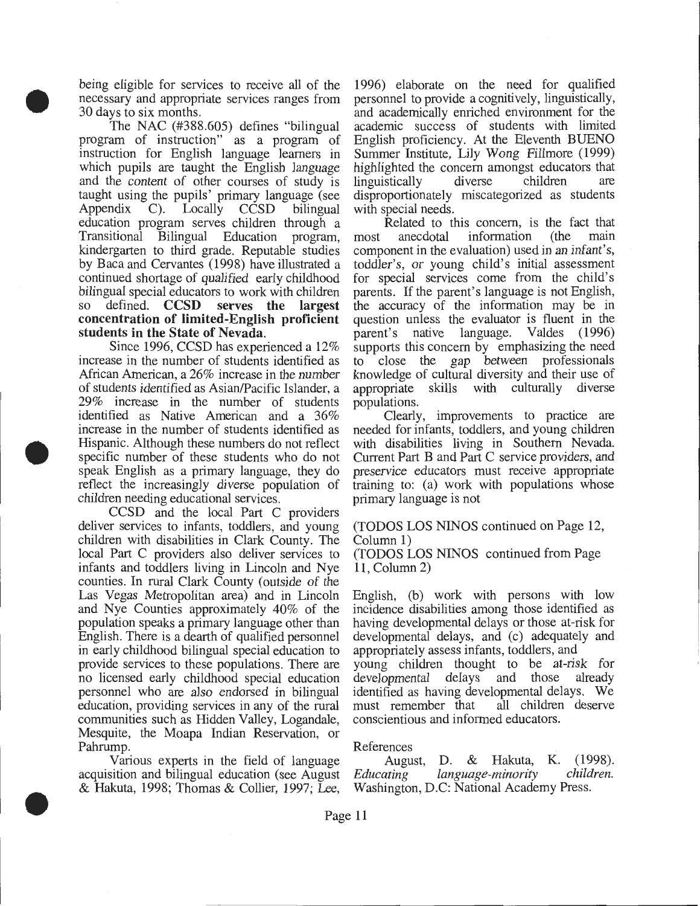being eligible for services to receive all of the necessary and appropriate services ranges from 30 days to six months.

The NAC (#388.605) defines "bilingual program of instruction" as a program of instruction for English language learners in which pupils are taught the English language and the content of other courses of study is taught using the pupils' primary language (see Appendix C). Locally CCSD bilingual education program serves children through a Transitional Bilingual Education program, kindergarten to third grade. Reputable studies by Baca and Cervantes (1998) have illustrated a continued shortage of qualified early childhood bilingual special educators to work with children so defined. **CCSD serves the largest concentration of limited-English proficient students in the State of Nevada.**

Since 1996, CCSD has experienced a 12% increase in the number of students identified as African American, a 26% increase in the number of students identified as Asian/Pacific Islander, a 29% increase in the number of students identified as Native American and a 36% increase in the number of students identified as Hispanic. Although these numbers do not reflect specific number of these students who do not speak English as a primary language, they do reflect the increasingly diverse population of children needing educational services.

CCSD and the local Part C providers deliver services to infants, toddlers, and young children with disabilities in Clark County. The local Part C providers also deliver services to infants and toddlers living in Lincoln and Nye counties. In rural Clark County (outside of the Las Vegas Metropolitan area) and in Lincoln and Nye Counties approximately 40% of the population speaks a primary language other than English. There is a dearth of qualified personnel in early childhood bilingual special education to provide services to these populations. There are no licensed early childhood special education personnel who are also endorsed in bilingual education, providing services in any of the rural communities such as Hidden Valley, Logandale, Mesquite, the Moapa Indian Reservation, or Pahrump.

Various experts in the field of language acquisition and bilingual education (see August & Hakuta, 1998; Thomas & Collier, 1997; Lee, 1996) elaborate on the need for qualified personnel to provide a cognitively, linguistically, and academically enriched environment for the academic success of students with limited English proficiency. At the Eleventh BUENO Summer Institute, Lily Wong Fillmore (1999) highlighted the concern amongst educators that linguistically diverse children are disproportionately miscategorized as students with special needs.

Related to this concern, is the fact that most anecdotal information (the main component in the evaluation) used in an infant's, toddler's, or young child's initial assessment for special services come from the child's parents. If the parent's language is not English, the accuracy of the information may be in question unless the evaluator is fluent in the parent's native language. Valdes (1996) supports this concern by emphasizing the need to close the gap between professionals knowledge of cultural diversity and their use of appropriate skills with culturally diverse populations.

Clearly, improvements to practice are needed for infants, toddlers, and young children with disabilities living in Southern Nevada. Current Part B and Part C service providers, and preservice educators must receive appropriate training to: (a) work with populations whose primary language is not

(TODOS LOS NINOS continued on Page 12, Column 1)

(TODOS LOS NINOS continued from Page 11, Column 2)

English, (b) work with persons with low incidence disabilities among those identified as having developmental delays or those at-risk for developmental delays, and (c) adequately and appropriately assess infants, toddlers, and young children thought to be at-risk for developmental delays and those already identified as having developmental delays. We must remember that all children deserve conscientious and informed educators.

References

August, D. & Hakuta, K. (1998). *Educating language-minority children.* Washington, D.C: National Academy Press.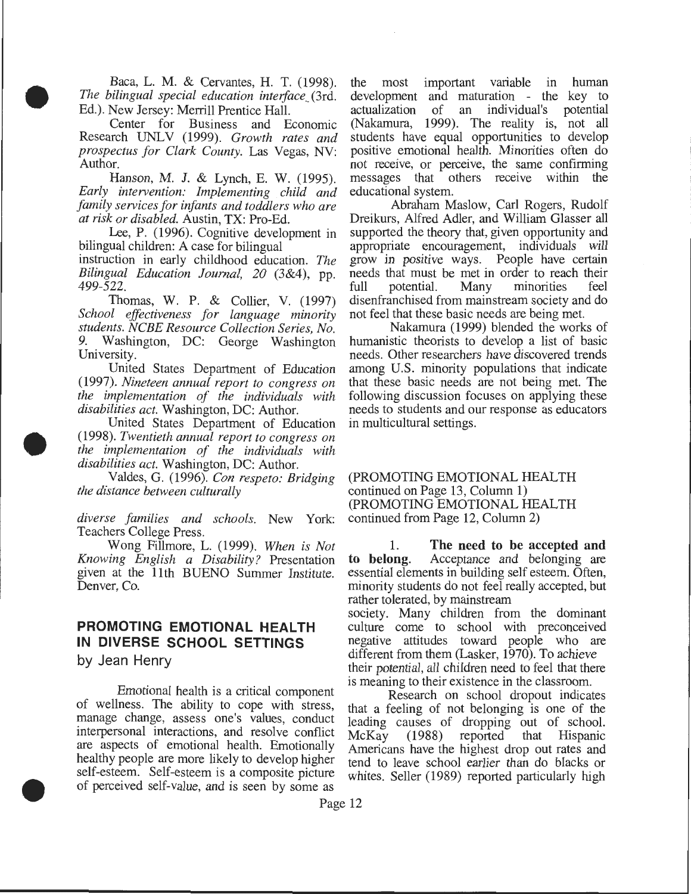Baca, L. M. & Cervantes, H. T. (1998). *The bilingual special education interface* (3rd. Ed.). New Jersey: Merrill Prentice Hall.

Center for Business and Economic Research UNLV (1999). *Growth rates and prospectus for Clark County.* Las Vegas, NV: Author.

Hanson, M. J. & Lynch, E. W. (1995). *Early intervention: Implementing child and family services for infants and toddlers who are at risk or disabled.* Austin, TX: Pro-Ed.

Lee, P. (1996). Cognitive development in bilingual children: A case for bilingual instruction in early childhood education. *The Bilingual Education Journal, 20* (3&4), pp. 499-522.

Thomas, W. P. & Collier, V. (1997) *School effectiveness for language minority students. NCBE Resource Collection Series, No. 9.* Washington, DC: George Washington University.

United States Department of Education (1997). *Nineteen annual report to congress on the implementation of the individuals with disabilities act.* Washington, DC: Author.

United States Department of Education (1998). *Twentieth annual report to congress on the implementation of the individuals with disabilities act.* Washington, DC: Author.

Valdes, G. (1996). *Con respeto: Bridging the distance between culturally diverse families and schools.* New York: Teachers College Press.

Wong Fillmore, L. (1999). *When is Not Knowing English a Disability?* Presentation given at the 11th BUENO Summer Institute. Denver, Co.

## PROMOTING EMOTIONAL HEALTH IN DIVERSE SCHOOL SETTINGS

by Jean Henry

Emotional health is a critical component of wellness. The ability to cope with stress, manage change, assess one's values, conduct interpersonal interactions, and resolve conflict are aspects of emotional health. Emotionally healthy people are more likely to develop higher self-esteem. Self-esteem is a composite picture of perceived self-value, and is seen by some as the most important variable in human development and maturation - the key to actualization of an individual's potential (Nakamura, 1999). The reality is, not all students have equal opportunities to develop positive emotional health. Minorities often do not receive, or perceive, the same confirming messages that others receive within the educational system.

Abraham Maslow, Carl Rogers, Rudolf Dreikurs, Alfred Adler, and William Glasser all supported the theory that, given opportunity and appropriate encouragement, individuals will grow in positive ways. People have certain needs that must be met in order to reach their full potential. Many minorities feel disenfranchised from mainstream society and do not feel that these basic needs are being met.

Nakamura (1999) blended the works of humanistic theorists to develop a list of basic needs. Other researchers have discovered trends among U.S. minority populations that indicate that these basic needs are not being met. The following discussion focuses on applying these needs to students and our response as educators in multicultural settings.

(PROMOTING EMOTIONAL HEALTH continued on Page 13, Column 1)
(PROMOTING EMOTIONAL HEALTH continued from Page 12, Column 2)

1. **The need to be accepted and to belong.** Acceptance and belonging are essential elements in building self esteem. Often, minority students do not feel really accepted, but rather tolerated, by mainstream society. Many children from the dominant culture come to school with preconceived negative attitudes toward people who are different from them (Lasker, 1970). To achieve their potential, all children need to feel that there is meaning to their existence in the classroom.

Research on school dropout indicates that a feeling of not belonging is one of the leading causes of dropping out of school. McKay (1988) reported that Hispanic Americans have the highest drop out rates and tend to leave school earlier than do blacks or whites. Seller (1989) reported particularly high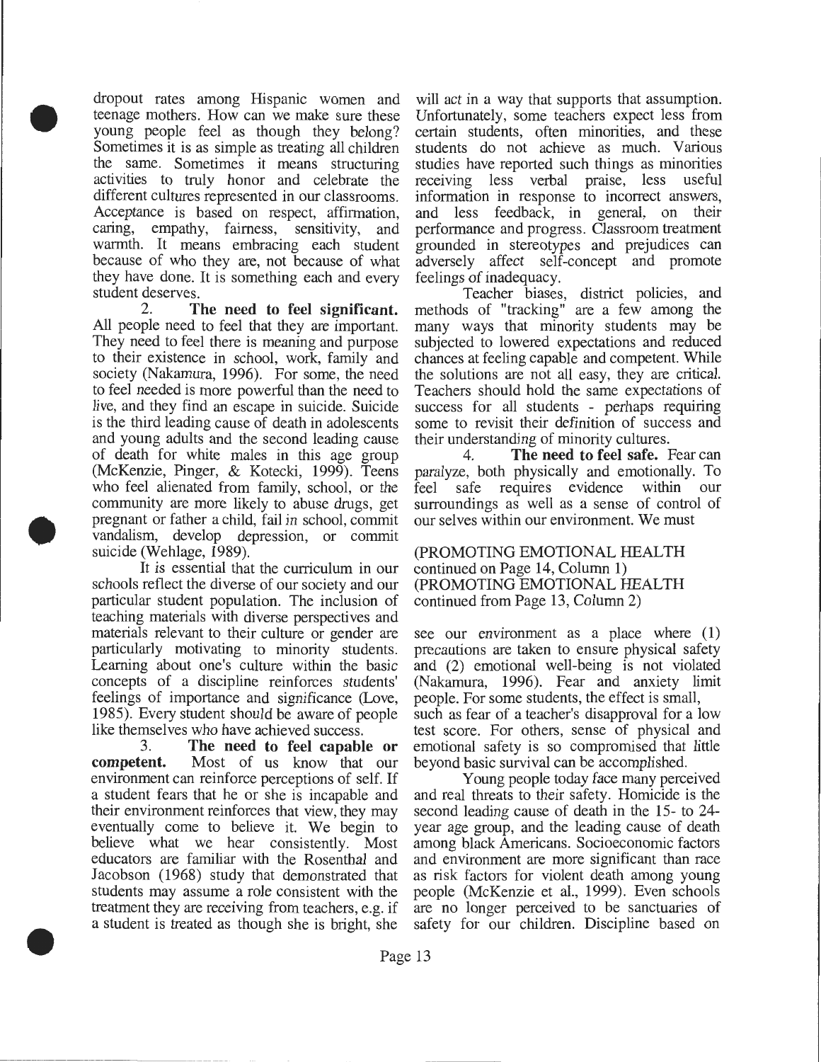dropout rates among Hispanic women and teenage mothers. How can we make sure these young people feel as though they belong? Sometimes it is as simple as treating all children the same. Sometimes it means structuring activities to truly honor and celebrate the different cultures represented in our classrooms. Acceptance is based on respect, affirmation, caring, empathy, fairness, sensitivity, and warmth. It means embracing each student because of who they are, not because of what they have done. It is something each and every student deserves.

2. **The need to feel significant.** All people need to feel that they are important. They need to feel there is meaning and purpose to their existence in school, work, family and society (Nakamura, 1996). For some, the need to feel needed is more powerful than the need to live, and they find an escape in suicide. Suicide is the third leading cause of death in adolescents and young adults and the second leading cause of death for white males in this age group (McKenzie, Pinger, & Kotecki, 1999). Teens who feel alienated from family, school, or the community are more likely to abuse drugs, get pregnant or father a child, fail in school, commit vandalism, develop depression, or commit suicide (Wehlage, 1989).

It is essential that the curriculum in our schools reflect the diverse of our society and our particular student population. The inclusion of teaching materials with diverse perspectives and materials relevant to their culture or gender are particularly motivating to minority students. Learning about one's culture within the basic concepts of a discipline reinforces students' feelings of importance and significance (Love, 1985). Every student should be aware of people like themselves who have achieved success.

3. **The need to feel capable or competent.** Most of us know that our environment can reinforce perceptions of self. If a student fears that he or she is incapable and their environment reinforces that view, they may eventually come to believe it. We begin to believe what we hear consistently. Most educators are familiar with the Rosenthal and Jacobson (1968) study that demonstrated that students may assume a role consistent with the treatment they are receiving from teachers, e.g. if a student is treated as though she is bright, she will act in a way that supports that assumption. Unfortunately, some teachers expect less from certain students, often minorities, and these students do not achieve as much. Various studies have reported such things as minorities receiving less verbal praise, less useful information in response to incorrect answers, and less feedback, in general, on their performance and progress. Classroom treatment grounded in stereotypes and prejudices can adversely affect self-concept and promote feelings of inadequacy.

Teacher biases, district policies, and methods of "tracking" are a few among the many ways that minority students may be subjected to lowered expectations and reduced chances at feeling capable and competent. While the solutions are not all easy, they are critical. Teachers should hold the same expectations of success for all students - perhaps requiring some to revisit their definition of success and their understanding of minority cultures.

4. **The need to feel safe.** Fear can paralyze, both physically and emotionally. To feel safe requires evidence within our surroundings as well as a sense of control of our selves within our environment. We must

(PROMOTING EMOTIONAL HEALTH continued on Page 14, Column 1)
(PROMOTING EMOTIONAL HEALTH continued from Page 13, Column 2)

see our environment as a place where (1) precautions are taken to ensure physical safety and (2) emotional well-being is not violated (Nakamura, 1996). Fear and anxiety limit people. For some students, the effect is small, such as fear of a teacher's disapproval for a low test score. For others, sense of physical and emotional safety is so compromised that little beyond basic survival can be accomplished.

Young people today face many perceived and real threats to their safety. Homicide is the second leading cause of death in the 15- to 24-year age group, and the leading cause of death among black Americans. Socioeconomic factors and environment are more significant than race as risk factors for violent death among young people (McKenzie et al., 1999). Even schools are no longer perceived to be sanctuaries of safety for our children. Discipline based on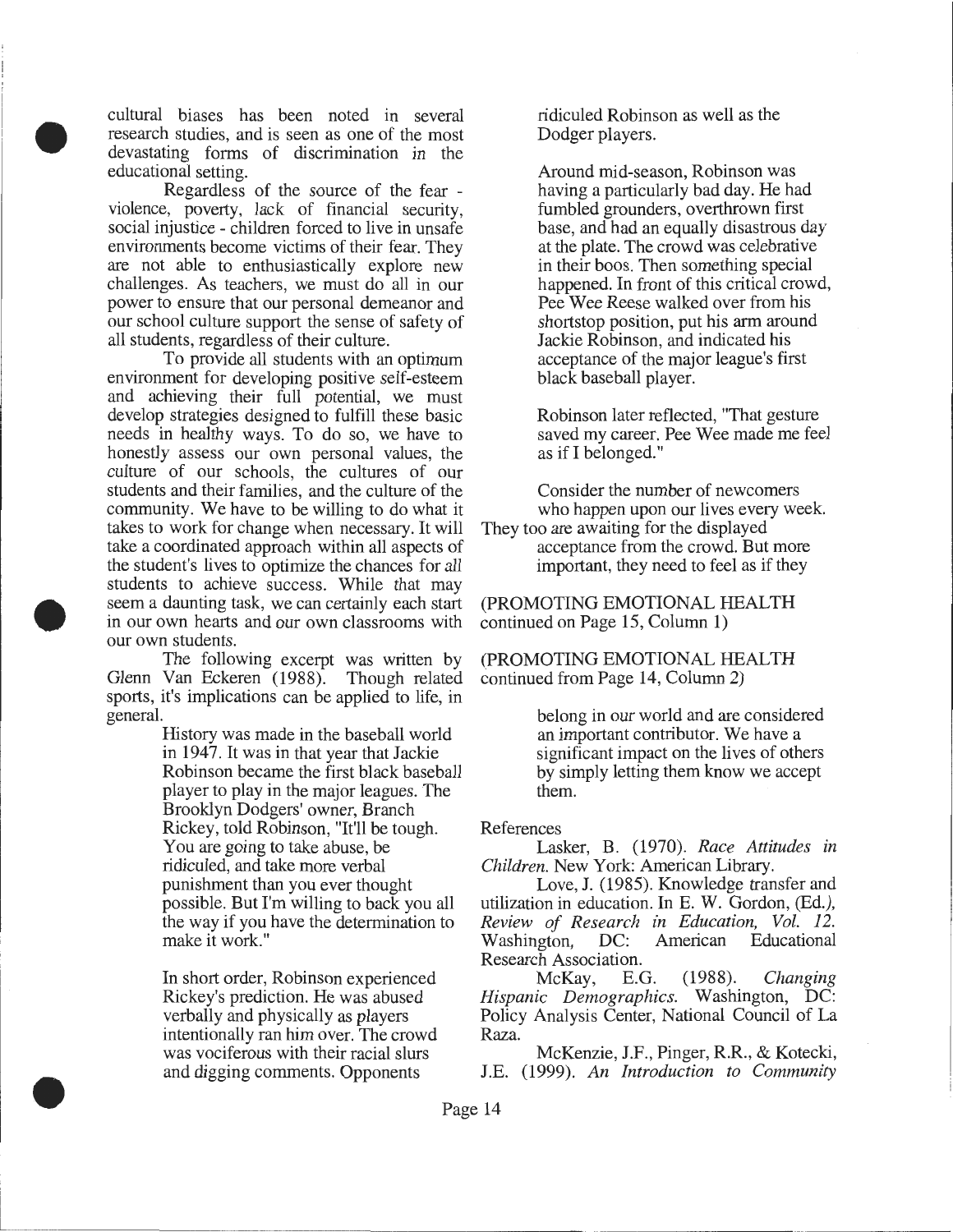cultural biases has been noted in several research studies, and is seen as one of the most devastating forms of discrimination in the educational setting.

Regardless of the source of the fear - violence, poverty, lack of financial security, social injustice - children forced to live in unsafe environments become victims of their fear. They are not able to enthusiastically explore new challenges. As teachers, we must do all in our power to ensure that our personal demeanor and our school culture support the sense of safety of all students, regardless of their culture.

To provide all students with an optimum environment for developing positive self-esteem and achieving their full potential, we must develop strategies designed to fulfill these basic needs in healthy ways. To do so, we have to honestly assess our own personal values, the culture of our schools, the cultures of our students and their families, and the culture of the community. We have to be willing to do what it takes to work for change when necessary. It will take a coordinated approach within all aspects of the student's lives to optimize the chances for *all* students to achieve success. While that may seem a daunting task, we can certainly each start in our own hearts and our own classrooms with our own students.

The following excerpt was written by Glenn Van Eckeren (1988). Though related sports, it's implications can be applied to life, in general.

> History was made in the baseball world in 1947. It was in that year that Jackie Robinson became the first black baseball player to play in the major leagues. The Brooklyn Dodgers' owner, Branch Rickey, told Robinson, "It'll be tough. You are going to take abuse, be ridiculed, and take more verbal punishment than you ever thought possible. But I'm willing to back you all the way if you have the determination to make it work."
>
> In short order, Robinson experienced Rickey's prediction. He was abused verbally and physically as players intentionally ran him over. The crowd was vociferous with their racial slurs and digging comments. Opponents ridiculed Robinson as well as the Dodger players.
>
> Around mid-season, Robinson was having a particularly bad day. He had fumbled grounders, overthrown first base, and had an equally disastrous day at the plate. The crowd was celebrative in their boos. Then something special happened. In front of this critical crowd, Pee Wee Reese walked over from his shortstop position, put his arm around Jackie Robinson, and indicated his acceptance of the major league's first black baseball player.
>
> Robinson later reflected, "That gesture saved my career. Pee Wee made me feel as if I belonged."
>
> Consider the number of newcomers who happen upon our lives every week. They too are awaiting for the displayed acceptance from the crowd. But more important, they need to feel as if they belong in our world and are considered an important contributor. We have a significant impact on the lives of others by simply letting them know we accept them.

References

Lasker, B. (1970). *Race Attitudes in Children.* New York: American Library.

Love, J. (1985). Knowledge transfer and utilization in education. In E. W. Gordon, (Ed.), *Review of Research in Education, Vol. 12.* Washington, DC: American Educational Research Association.

McKay, E.G. (1988). *Changing Hispanic Demographics.* Washington, DC: Policy Analysis Center, National Council of La Raza.

McKenzie, J.F., Pinger, R.R., & Kotecki, J.E. (1999). *An Introduction to Community*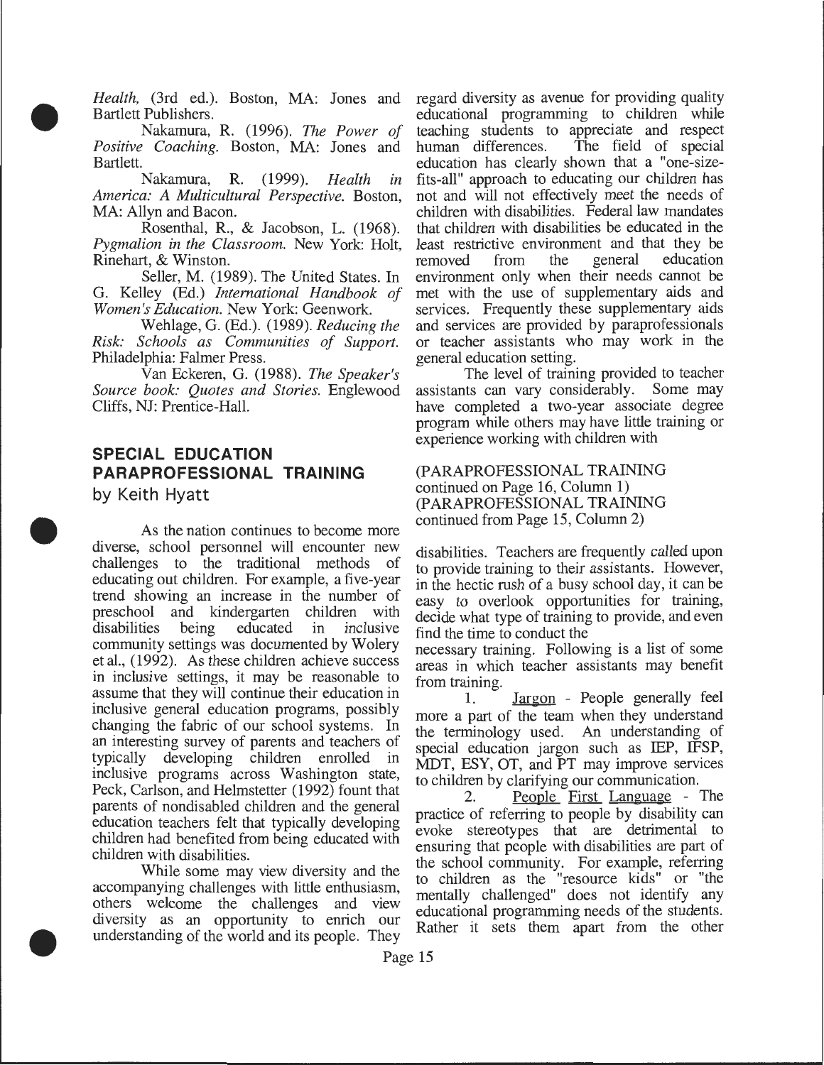*Health,* (3rd ed.). Boston, MA: Jones and Bartlett Publishers.

Nakamura, R. (1996). *The Power of Positive Coaching.* Boston, MA: Jones and Bartlett.

Nakamura, R. (1999). *Health in America: A Multicultural Perspective.* Boston, MA: Allyn and Bacon.

Rosenthal, R., & Jacobson, L. (1968). *Pygmalion in the Classroom.* New York: Holt, Rinehart, & Winston.

Seller, M. (1989). The United States. In G. Kelley (Ed.) *International Handbook of Women's Education.* New York: Geenwork.

Wehlage, G. (Ed.). (1989). *Reducing the Risk: Schools as Communities of Support.* Philadelphia: Falmer Press.

Van Eckeren, G. (1988). *The Speaker's Source book: Quotes and Stories.* Englewood Cliffs, NJ: Prentice-Hall.

## SPECIAL EDUCATION PARAPROFESSIONAL TRAINING

by Keith Hyatt

As the nation continues to become more diverse, school personnel will encounter new challenges to the traditional methods of educating out children. For example, a five-year trend showing an increase in the number of preschool and kindergarten children with disabilities being educated in inclusive community settings was documented by Wolery et al., (1992). As these children achieve success in inclusive settings, it may be reasonable to assume that they will continue their education in inclusive general education programs, possibly changing the fabric of our school systems. In an interesting survey of parents and teachers of typically developing children enrolled in inclusive programs across Washington state, Peck, Carlson, and Helmstetter (1992) fount that parents of nondisabled children and the general education teachers felt that typically developing children had benefited from being educated with children with disabilities.

While some may view diversity and the accompanying challenges with little enthusiasm, others welcome the challenges and view diversity as an opportunity to enrich our understanding of the world and its people. They regard diversity as avenue for providing quality educational programming to children while teaching students to appreciate and respect human differences. The field of special education has clearly shown that a "one-size-fits-all" approach to educating our children has not and will not effectively meet the needs of children with disabilities. Federal law mandates that children with disabilities be educated in the least restrictive environment and that they be removed from the general education environment only when their needs cannot be met with the use of supplementary aids and services. Frequently these supplementary aids and services are provided by paraprofessionals or teacher assistants who may work in the general education setting.

The level of training provided to teacher assistants can vary considerably. Some may have completed a two-year associate degree program while others may have little training or experience working with children with

(PARAPROFESSIONAL TRAINING continued on Page 16, Column 1)

(PARAPROFESSIONAL TRAINING continued from Page 15, Column 2)

disabilities. Teachers are frequently called upon to provide training to their assistants. However, in the hectic rush of a busy school day, it can be easy to overlook opportunities for training, decide what type of training to provide, and even find the time to conduct the necessary training. Following is a list of some areas in which teacher assistants may benefit from training.

1. Jargon - People generally feel more a part of the team when they understand the terminology used. An understanding of special education jargon such as IEP, IFSP, MDT, ESY, OT, and PT may improve services to children by clarifying our communication.

2. People First Language - The practice of referring to people by disability can evoke stereotypes that are detrimental to ensuring that people with disabilities are part of the school community. For example, referring to children as the "resource kids" or "the mentally challenged" does not identify any educational programming needs of the students. Rather it sets them apart from the other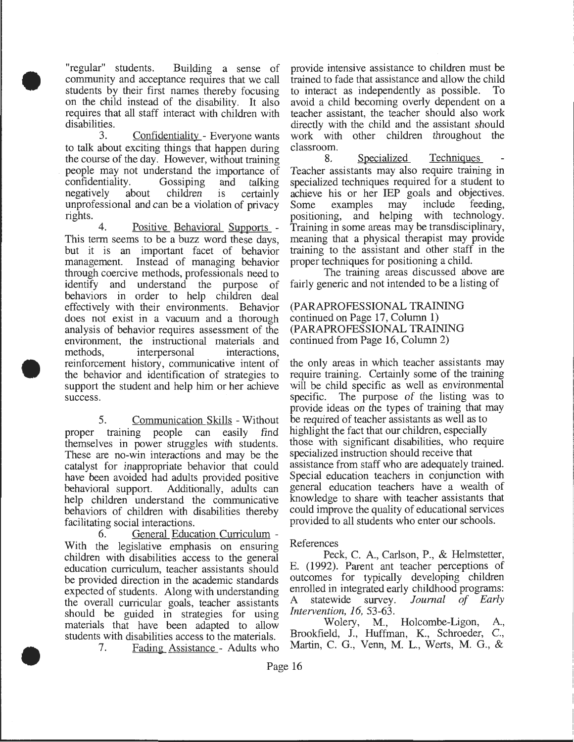"regular" students. Building a sense of community and acceptance requires that we call students by their first names thereby focusing on the child instead of the disability. It also requires that all staff interact with children with disabilities.

3. Confidentiality - Everyone wants to talk about exciting things that happen during the course of the day. However, without training people may not understand the importance of confidentiality. Gossiping and talking negatively about children is certainly unprofessional and can be a violation of privacy rights.

4. Positive Behavioral Supports - This term seems to be a buzz word these days, but it is an important facet of behavior management. Instead of managing behavior through coercive methods, professionals need to identify and understand the purpose of behaviors in order to help children deal effectively with their environments. Behavior does not exist in a vacuum and a thorough analysis of behavior requires assessment of the environment, the instructional materials and methods, interpersonal interactions, reinforcement history, communicative intent of the behavior and identification of strategies to support the student and help him or her achieve success.

5. Communication Skills - Without proper training people can easily find themselves in power struggles with students. These are no-win interactions and may be the catalyst for inappropriate behavior that could have been avoided had adults provided positive behavioral support. Additionally, adults can help children understand the communicative behaviors of children with disabilities thereby facilitating social interactions.

6. General Education Curriculum - With the legislative emphasis on ensuring children with disabilities access to the general education curriculum, teacher assistants should be provided direction in the academic standards expected of students. Along with understanding the overall curricular goals, teacher assistants should be guided in strategies for using materials that have been adapted to allow students with disabilities access to the materials.

7. Fading Assistance - Adults who provide intensive assistance to children must be trained to fade that assistance and allow the child to interact as independently as possible. To avoid a child becoming overly dependent on a teacher assistant, the teacher should also work directly with the child and the assistant should work with other children throughout the classroom.

8. Specialized Techniques - Teacher assistants may also require training in specialized techniques required for a student to achieve his or her IEP goals and objectives. Some examples may include feeding, positioning, and helping with technology. Training in some areas may be transdisciplinary, meaning that a physical therapist may provide training to the assistant and other staff in the proper techniques for positioning a child.

The training areas discussed above are fairly generic and not intended to be a listing of

(PARAPROFESSIONAL TRAINING continued on Page 17, Column 1)
(PARAPROFESSIONAL TRAINING continued from Page 16, Column 2)

the only areas in which teacher assistants may require training. Certainly some of the training will be child specific as well as environmental specific. The purpose of the listing was to provide ideas on the types of training that may be required of teacher assistants as well as to highlight the fact that our children, especially those with significant disabilities, who require specialized instruction should receive that assistance from staff who are adequately trained. Special education teachers in conjunction with general education teachers have a wealth of knowledge to share with teacher assistants that could improve the quality of educational services provided to all students who enter our schools.

References

Peck, C. A., Carlson, P., & Helmstetter, E. (1992). Parent ant teacher perceptions of outcomes for typically developing children enrolled in integrated early childhood programs: A statewide survey. *Journal of Early Intervention, 16,* 53-63.

Wolery, M., Holcombe-Ligon, A., Brookfield, J., Huffman, K., Schroeder, C., Martin, C. G., Venn, M. L., Werts, M. G., &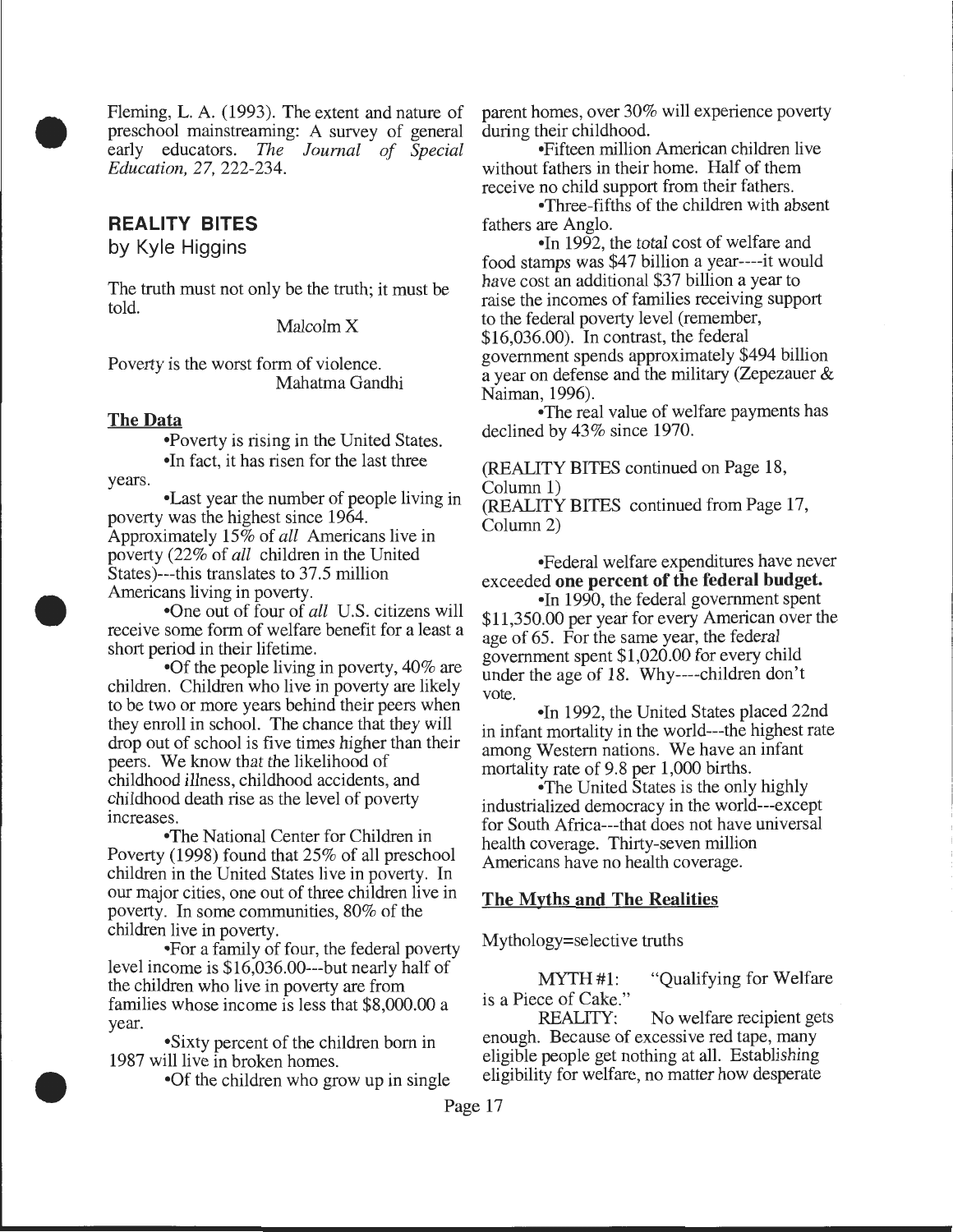Fleming, L. A. (1993). The extent and nature of preschool mainstreaming: A survey of general early educators. *The Journal of Special Education, 27,* 222-234.

## REALITY BITES

by Kyle Higgins

The truth must not only be the truth; it must be told.

Malcolm X

Poverty is the worst form of violence.

Mahatma Gandhi

### The Data

•Poverty is rising in the United States.

•In fact, it has risen for the last three years.

•Last year the number of people living in poverty was the highest since 1964. Approximately 15% of *all* Americans live in poverty (22% of *all* children in the United States)---this translates to 37.5 million Americans living in poverty.

•One out of four of *all* U.S. citizens will receive some form of welfare benefit for a least a short period in their lifetime.

•Of the people living in poverty, 40% are children. Children who live in poverty are likely to be two or more years behind their peers when they enroll in school. The chance that they will drop out of school is five times higher than their peers. We know that the likelihood of childhood illness, childhood accidents, and childhood death rise as the level of poverty increases.

•The National Center for Children in Poverty (1998) found that 25% of all preschool children in the United States live in poverty. In our major cities, one out of three children live in poverty. In some communities, 80% of the children live in poverty.

•For a family of four, the federal poverty level income is $16,036.00---but nearly half of the children who live in poverty are from families whose income is less that $8,000.00 a year.

•Sixty percent of the children born in 1987 will live in broken homes.

•Of the children who grow up in single parent homes, over 30% will experience poverty during their childhood.

•Fifteen million American children live without fathers in their home. Half of them receive no child support from their fathers.

•Three-fifths of the children with absent fathers are Anglo.

•In 1992, the total cost of welfare and food stamps was $47 billion a year----it would have cost an additional $37 billion a year to raise the incomes of families receiving support to the federal poverty level (remember, $16,036.00). In contrast, the federal government spends approximately $494 billion a year on defense and the military (Zepezauer & Naiman, 1996).

•The real value of welfare payments has declined by 43% since 1970.

(REALITY BITES continued on Page 18, Column 1)

(REALITY BITES continued from Page 17, Column 2)

•Federal welfare expenditures have never exceeded **one percent of the federal budget.**

•In 1990, the federal government spent $11,350.00 per year for every American over the age of 65. For the same year, the federal government spent $1,020.00 for every child under the age of 18. Why----children don't vote.

•In 1992, the United States placed 22nd in infant mortality in the world---the highest rate among Western nations. We have an infant mortality rate of 9.8 per 1,000 births.

•The United States is the only highly industrialized democracy in the world---except for South Africa---that does not have universal health coverage. Thirty-seven million Americans have no health coverage.

### The Myths and The Realities

Mythology=selective truths

MYTH #1: "Qualifying for Welfare is a Piece of Cake."

REALITY: No welfare recipient gets enough. Because of excessive red tape, many eligible people get nothing at all. Establishing eligibility for welfare, no matter how desperate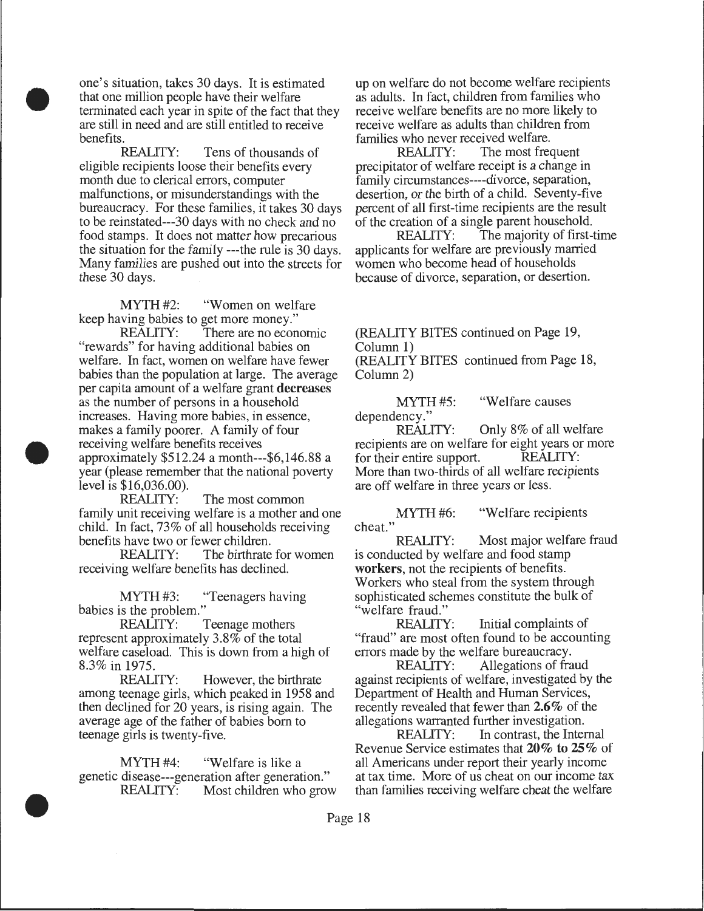one's situation, takes 30 days. It is estimated that one million people have their welfare terminated each year in spite of the fact that they are still in need and are still entitled to receive benefits.

REALITY: Tens of thousands of eligible recipients loose their benefits every month due to clerical errors, computer malfunctions, or misunderstandings with the bureaucracy. For these families, it takes 30 days to be reinstated---30 days with no check and no food stamps. It does not matter how precarious the situation for the family ---the rule is 30 days. Many families are pushed out into the streets for these 30 days.

MYTH #2: "Women on welfare keep having babies to get more money."

REALITY: There are no economic "rewards" for having additional babies on welfare. In fact, women on welfare have fewer babies than the population at large. The average per capita amount of a welfare grant **decreases** as the number of persons in a household increases. Having more babies, in essence, makes a family poorer. A family of four receiving welfare benefits receives approximately $512.24 a month---$6,146.88 a year (please remember that the national poverty level is $16,036.00).

REALITY: The most common family unit receiving welfare is a mother and one child. In fact, 73% of all households receiving benefits have two or fewer children.

REALITY: The birthrate for women receiving welfare benefits has declined.

MYTH #3: "Teenagers having babies is the problem."

REALITY: Teenage mothers represent approximately 3.8% of the total welfare caseload. This is down from a high of 8.3% in 1975.

REALITY: However, the birthrate among teenage girls, which peaked in 1958 and then declined for 20 years, is rising again. The average age of the father of babies born to teenage girls is twenty-five.

MYTH #4: "Welfare is like a genetic disease---generation after generation."

REALITY: Most children who grow up on welfare do not become welfare recipients as adults. In fact, children from families who receive welfare benefits are no more likely to receive welfare as adults than children from families who never received welfare.

REALITY: The most frequent precipitator of welfare receipt is a change in family circumstances----divorce, separation, desertion, or the birth of a child. Seventy-five percent of all first-time recipients are the result of the creation of a single parent household.

REALITY: The majority of first-time applicants for welfare are previously married women who become head of households because of divorce, separation, or desertion.

(REALITY BITES continued on Page 19, Column 1)

(REALITY BITES continued from Page 18, Column 2)

MYTH #5: "Welfare causes dependency."

REALITY: Only 8% of all welfare recipients are on welfare for eight years or more for their entire support.

REALITY: More than two-thirds of all welfare recipients are off welfare in three years or less.

MYTH #6: "Welfare recipients cheat."

REALITY: Most major welfare fraud is conducted by welfare and food stamp **workers**, not the recipients of benefits. Workers who steal from the system through sophisticated schemes constitute the bulk of "welfare fraud."

REALITY: Initial complaints of "fraud" are most often found to be accounting errors made by the welfare bureaucracy.

REALITY: Allegations of fraud against recipients of welfare, investigated by the Department of Health and Human Services, recently revealed that fewer than **2.6%** of the allegations warranted further investigation.

REALITY: In contrast, the Internal Revenue Service estimates that **20% to 25%** of all Americans under report their yearly income at tax time. More of us cheat on our income tax than families receiving welfare cheat the welfare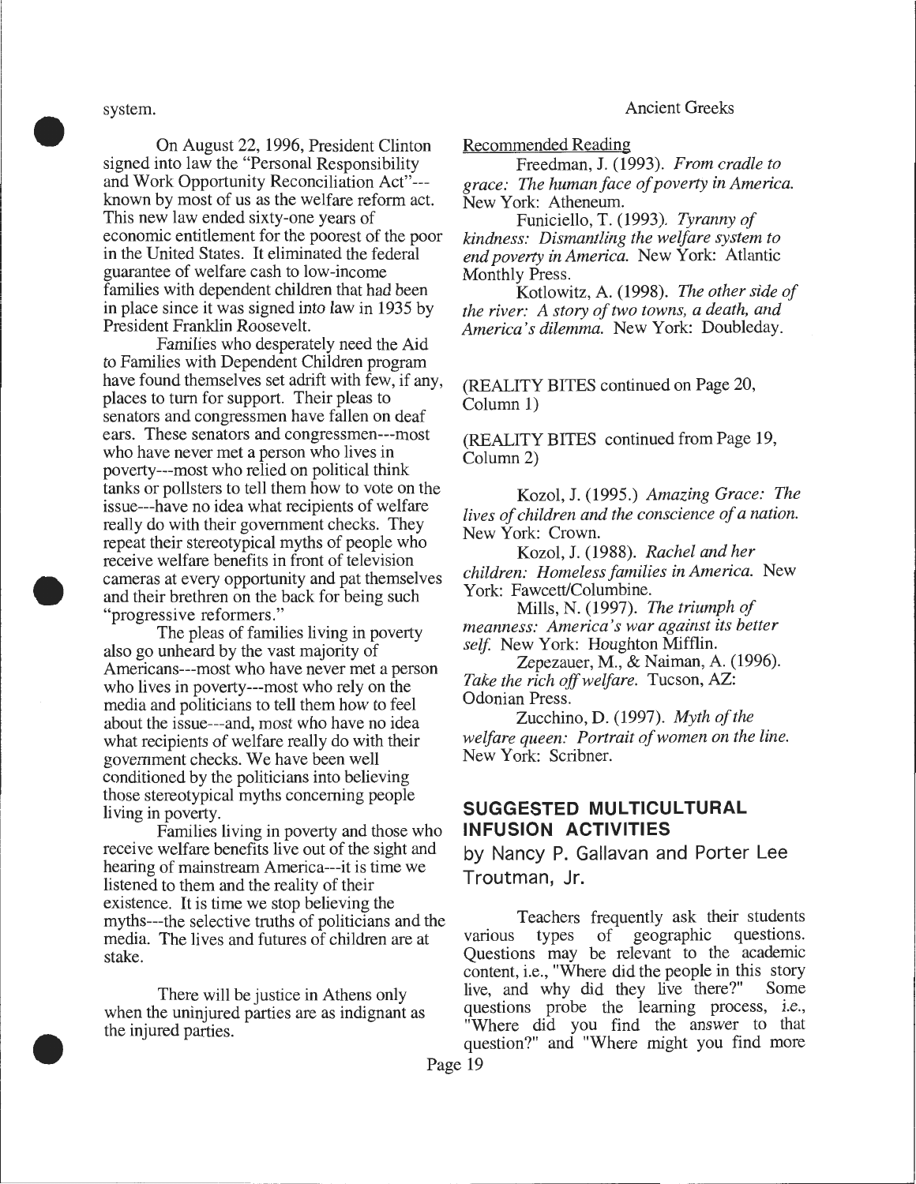system.

On August 22, 1996, President Clinton signed into law the "Personal Responsibility and Work Opportunity Reconciliation Act"---known by most of us as the welfare reform act. This new law ended sixty-one years of economic entitlement for the poorest of the poor in the United States. It eliminated the federal guarantee of welfare cash to low-income families with dependent children that had been in place since it was signed into law in 1935 by President Franklin Roosevelt.

Families who desperately need the Aid to Families with Dependent Children program have found themselves set adrift with few, if any, places to turn for support. Their pleas to senators and congressmen have fallen on deaf ears. These senators and congressmen---most who have never met a person who lives in poverty---most who relied on political think tanks or pollsters to tell them how to vote on the issue---have no idea what recipients of welfare really do with their government checks. They repeat their stereotypical myths of people who receive welfare benefits in front of television cameras at every opportunity and pat themselves and their brethren on the back for being such "progressive reformers."

The pleas of families living in poverty also go unheard by the vast majority of Americans---most who have never met a person who lives in poverty---most who rely on the media and politicians to tell them how to feel about the issue---and, most who have no idea what recipients of welfare really do with their government checks. We have been well conditioned by the politicians into believing those stereotypical myths concerning people living in poverty.

Families living in poverty and those who receive welfare benefits live out of the sight and hearing of mainstream America---it is time we listened to them and the reality of their existence. It is time we stop believing the myths---the selective truths of politicians and the media. The lives and futures of children are at stake.

There will be justice in Athens only when the uninjured parties are as indignant as the injured parties.

Ancient Greeks

Recommended Reading

Freedman, J. (1993). *From cradle to grace: The human face of poverty in America.* New York: Atheneum.

Funiciello, T. (1993). *Tyranny of kindness: Dismantling the welfare system to end poverty in America.* New York: Atlantic Monthly Press.

Kotlowitz, A. (1998). *The other side of the river: A story of two towns, a death, and America's dilemma.* New York: Doubleday.

(REALITY BITES continued on Page 20, Column 1)

(REALITY BITES continued from Page 19, Column 2)

Kozol, J. (1995.) *Amazing Grace: The lives of children and the conscience of a nation.* New York: Crown.

Kozol, J. (1988). *Rachel and her children: Homeless families in America.* New York: Fawcett/Columbine.

Mills, N. (1997). *The triumph of meanness: America's war against its better self.* New York: Houghton Mifflin.

Zepezauer, M., & Naiman, A. (1996). *Take the rich off welfare.* Tucson, AZ: Odonian Press.

Zucchino, D. (1997). *Myth of the welfare queen: Portrait of women on the line.* New York: Scribner.

## SUGGESTED MULTICULTURAL INFUSION ACTIVITIES

by Nancy P. Gallavan and Porter Lee Troutman, Jr.

Teachers frequently ask their students various types of geographic questions. Questions may be relevant to the academic content, i.e., "Where did the people in this story live, and why did they live there?" Some questions probe the learning process, i.e., "Where did you find the answer to that question?" and "Where might you find more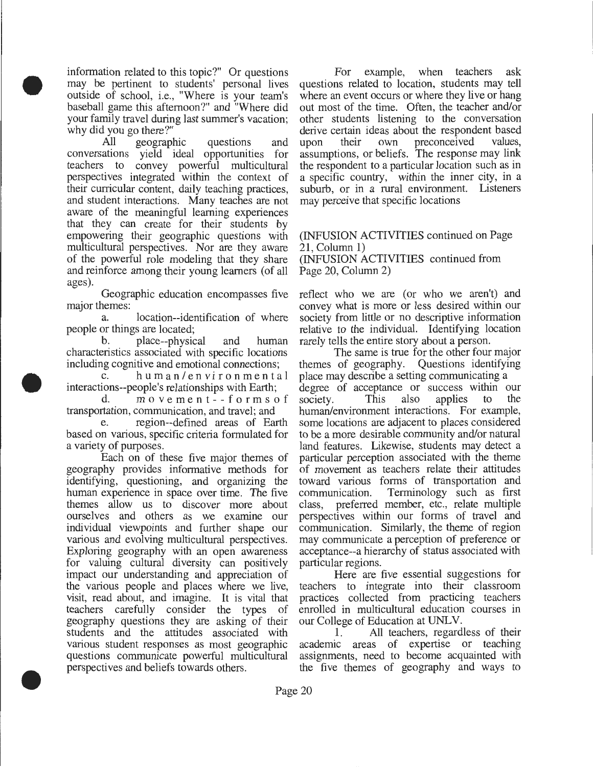information related to this topic?" Or questions may be pertinent to students' personal lives outside of school, i.e., "Where is your team's baseball game this afternoon?" and "Where did your family travel during last summer's vacation; why did you go there?"

All geographic questions and conversations yield ideal opportunities for teachers to convey powerful multicultural perspectives integrated within the context of their curricular content, daily teaching practices, and student interactions. Many teaches are not aware of the meaningful learning experiences that they can create for their students by empowering their geographic questions with multicultural perspectives. Nor are they aware of the powerful role modeling that they share and reinforce among their young learners (of all ages).

Geographic education encompasses five major themes:

a. location--identification of where people or things are located;

b. place--physical and human characteristics associated with specific locations including cognitive and emotional connections;

c. human/environmental interactions--people's relationships with Earth;

d. movement--forms of transportation, communication, and travel; and

e. region--defined areas of Earth based on various, specific criteria formulated for a variety of purposes.

Each on of these five major themes of geography provides informative methods for identifying, questioning, and organizing the human experience in space over time. The five themes allow us to discover more about ourselves and others as we examine our individual viewpoints and further shape our various and evolving multicultural perspectives. Exploring geography with an open awareness for valuing cultural diversity can positively impact our understanding and appreciation of the various people and places where we live, visit, read about, and imagine. It is vital that teachers carefully consider the types of geography questions they are asking of their students and the attitudes associated with various student responses as most geographic questions communicate powerful multicultural perspectives and beliefs towards others.

For example, when teachers ask questions related to location, students may tell where an event occurs or where they live or hang out most of the time. Often, the teacher and/or other students listening to the conversation derive certain ideas about the respondent based upon their own preconceived values, assumptions, or beliefs. The response may link the respondent to a particular location such as in a specific country, within the inner city, in a suburb, or in a rural environment. Listeners may perceive that specific locations

(INFUSION ACTIVITIES continued on Page 21, Column 1)

(INFUSION ACTIVITIES continued from Page 20, Column 2)

reflect who we are (or who we aren't) and convey what is more or less desired within our society from little or no descriptive information relative to the individual. Identifying location rarely tells the entire story about a person.

The same is true for the other four major themes of geography. Questions identifying place may describe a setting communicating a degree of acceptance or success within our society. This also applies to the human/environment interactions. For example, some locations are adjacent to places considered to be a more desirable community and/or natural land features. Likewise, students may detect a particular perception associated with the theme of movement as teachers relate their attitudes toward various forms of transportation and communication. Terminology such as first class, preferred member, etc., relate multiple perspectives within our forms of travel and communication. Similarly, the theme of region may communicate a perception of preference or acceptance--a hierarchy of status associated with particular regions.

Here are five essential suggestions for teachers to integrate into their classroom practices collected from practicing teachers enrolled in multicultural education courses in our College of Education at UNLV.

1. All teachers, regardless of their academic areas of expertise or teaching assignments, need to become acquainted with the five themes of geography and ways to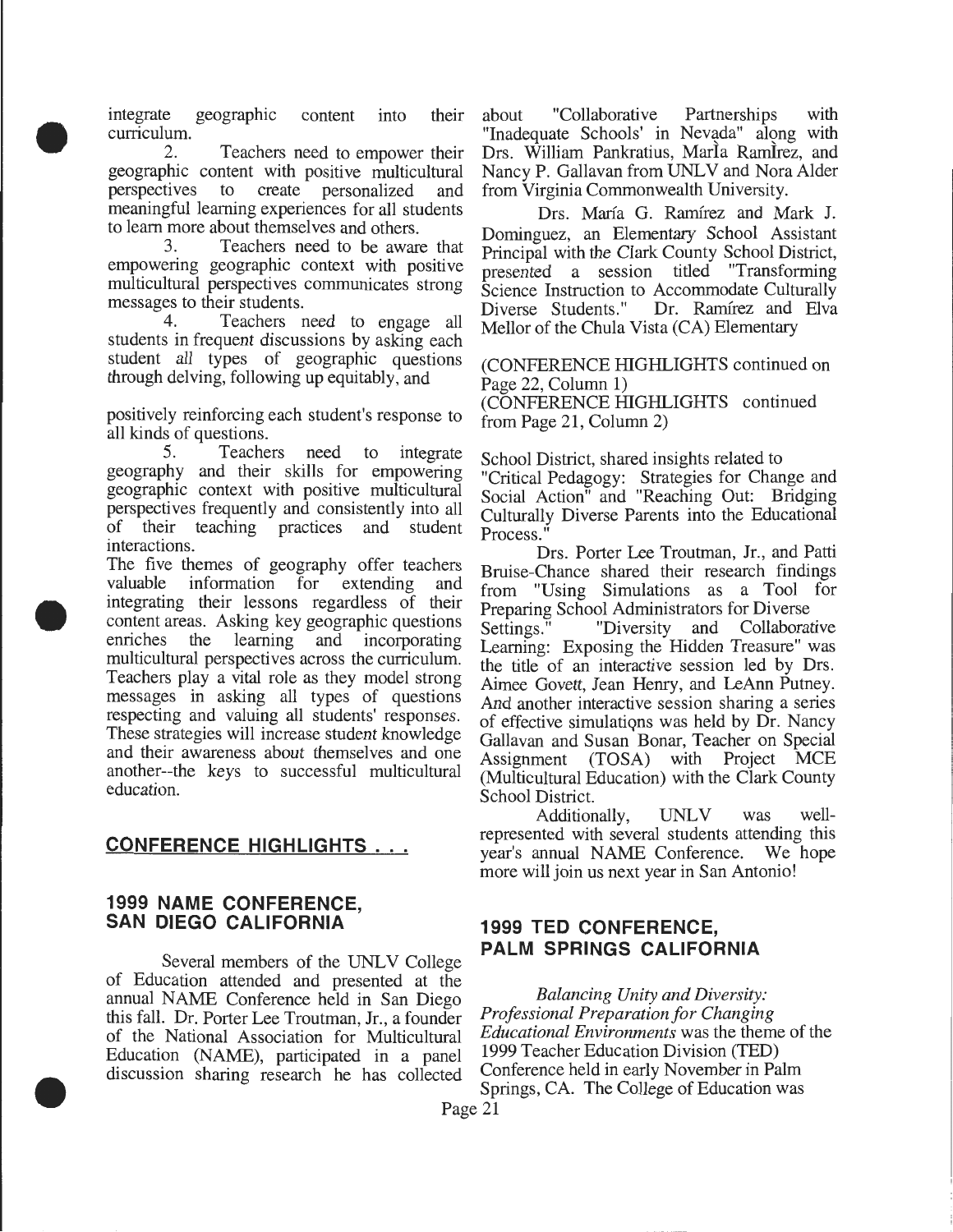integrate geographic content into their curriculum.

2. Teachers need to empower their geographic content with positive multicultural perspectives to create personalized and meaningful learning experiences for all students to learn more about themselves and others.

3. Teachers need to be aware that empowering geographic context with positive multicultural perspectives communicates strong messages to their students.

4. Teachers need to engage all students in frequent discussions by asking each student *all* types of geographic questions through delving, following up equitably, and positively reinforcing each student's response to all kinds of questions.

5. Teachers need to integrate geography and their skills for empowering geographic context with positive multicultural perspectives frequently and consistently into all of their teaching practices and student interactions.

The five themes of geography offer teachers valuable information for extending and integrating their lessons regardless of their content areas. Asking key geographic questions enriches the learning and incorporating multicultural perspectives across the curriculum. Teachers play a vital role as they model strong messages in asking all types of questions respecting and valuing all students' responses. These strategies will increase student knowledge and their awareness about themselves and one another--the keys to successful multicultural education.

## CONFERENCE HIGHLIGHTS . . .

### 1999 NAME CONFERENCE, SAN DIEGO CALIFORNIA

Several members of the UNLV College of Education attended and presented at the annual NAME Conference held in San Diego this fall. Dr. Porter Lee Troutman, Jr., a founder of the National Association for Multicultural Education (NAME), participated in a panel discussion sharing research he has collected about "Collaborative Partnerships with "Inadequate Schools' in Nevada" along with Drs. William Pankratius, María Ramírez, and Nancy P. Gallavan from UNLV and Nora Alder from Virginia Commonwealth University.

Drs. María G. Ramírez and Mark J. Dominguez, an Elementary School Assistant Principal with the Clark County School District, presented a session titled "Transforming Science Instruction to Accommodate Culturally Diverse Students." Dr. Ramírez and Elva Mellor of the Chula Vista (CA) Elementary

(CONFERENCE HIGHLIGHTS continued on Page 22, Column 1)

(CONFERENCE HIGHLIGHTS continued from Page 21, Column 2)

School District, shared insights related to "Critical Pedagogy: Strategies for Change and Social Action" and "Reaching Out: Bridging Culturally Diverse Parents into the Educational Process."

Drs. Porter Lee Troutman, Jr., and Patti Bruise-Chance shared their research findings from "Using Simulations as a Tool for Preparing School Administrators for Diverse Settings." "Diversity and Collaborative Learning: Exposing the Hidden Treasure" was the title of an interactive session led by Drs. Aimee Govett, Jean Henry, and LeAnn Putney. And another interactive session sharing a series of effective simulations was held by Dr. Nancy Gallavan and Susan Bonar, Teacher on Special Assignment (TOSA) with Project MCE (Multicultural Education) with the Clark County School District.

Additionally, UNLV was well-represented with several students attending this year's annual NAME Conference. We hope more will join us next year in San Antonio!

### 1999 TED CONFERENCE, PALM SPRINGS CALIFORNIA

*Balancing Unity and Diversity: Professional Preparation for Changing Educational Environments* was the theme of the 1999 Teacher Education Division (TED) Conference held in early November in Palm Springs, CA. The College of Education was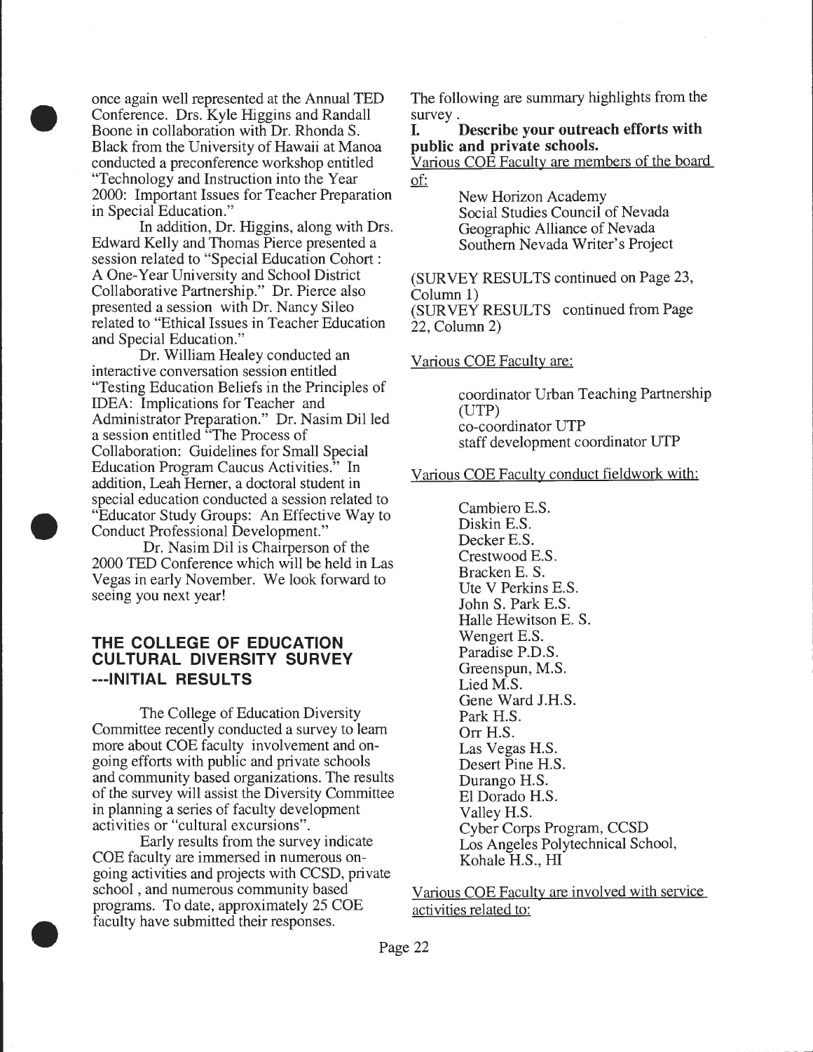once again well represented at the Annual TED Conference. Drs. Kyle Higgins and Randall Boone in collaboration with Dr. Rhonda S. Black from the University of Hawaii at Manoa conducted a preconference workshop entitled "Technology and Instruction into the Year 2000: Important Issues for Teacher Preparation in Special Education."

In addition, Dr. Higgins, along with Drs. Edward Kelly and Thomas Pierce presented a session related to "Special Education Cohort : A One-Year University and School District Collaborative Partnership." Dr. Pierce also presented a session with Dr. Nancy Sileo related to "Ethical Issues in Teacher Education and Special Education."

Dr. William Healey conducted an interactive conversation session entitled "Testing Education Beliefs in the Principles of IDEA: Implications for Teacher and Administrator Preparation." Dr. Nasim Dil led a session entitled "The Process of Collaboration: Guidelines for Small Special Education Program Caucus Activities." In addition, Leah Herner, a doctoral student in special education conducted a session related to "Educator Study Groups: An Effective Way to Conduct Professional Development."

Dr. Nasim Dil is Chairperson of the 2000 TED Conference which will be held in Las Vegas in early November. We look forward to seeing you next year!

## THE COLLEGE OF EDUCATION CULTURAL DIVERSITY SURVEY ---INITIAL RESULTS

The College of Education Diversity Committee recently conducted a survey to learn more about COE faculty involvement and on-going efforts with public and private schools and community based organizations. The results of the survey will assist the Diversity Committee in planning a series of faculty development activities or "cultural excursions".

Early results from the survey indicate COE faculty are immersed in numerous on-going activities and projects with CCSD, private school , and numerous community based programs. To date, approximately 25 COE faculty have submitted their responses.

The following are summary highlights from the survey .

**I. Describe your outreach efforts with public and private schools.**

Various COE Faculty are members of the board of:

- New Horizon Academy
- Social Studies Council of Nevada
- Geographic Alliance of Nevada
- Southern Nevada Writer's Project

(SURVEY RESULTS continued on Page 23, Column 1)

(SURVEY RESULTS continued from Page 22, Column 2)

Various COE Faculty are:

- coordinator Urban Teaching Partnership (UTP)
- co-coordinator UTP
- staff development coordinator UTP

Various COE Faculty conduct fieldwork with:

- Cambiero E.S.
- Diskin E.S.
- Decker E.S.
- Crestwood E.S.
- Bracken E. S.
- Ute V Perkins E.S.
- John S. Park E.S.
- Halle Hewitson E. S.
- Wengert E.S.
- Paradise P.D.S.
- Greenspun, M.S.
- Lied M.S.
- Gene Ward J.H.S.
- Park H.S.
- Orr H.S.
- Las Vegas H.S.
- Desert Pine H.S.
- Durango H.S.
- El Dorado H.S.
- Valley H.S.
- Cyber Corps Program, CCSD
- Los Angeles Polytechnical School, Kohale H.S., HI

Various COE Faculty are involved with service activities related to: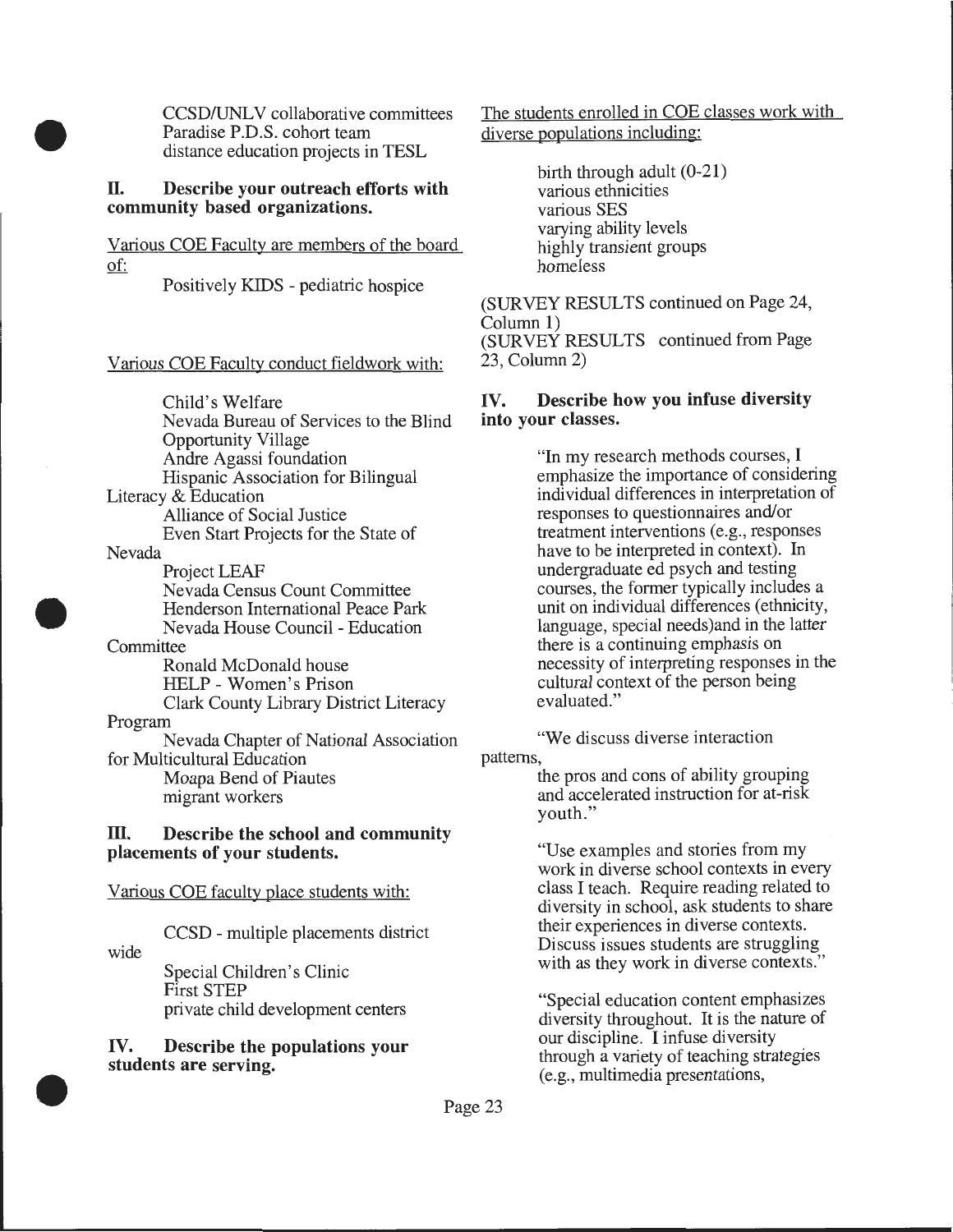CCSD/UNLV collaborative committees
Paradise P.D.S. cohort team
distance education projects in TESL

### II. Describe your outreach efforts with community based organizations.

Various COE Faculty are members of the board of:

Positively KIDS - pediatric hospice

Various COE Faculty conduct fieldwork with:

Child's Welfare
Nevada Bureau of Services to the Blind
Opportunity Village
Andre Agassi foundation
Hispanic Association for Bilingual Literacy & Education
Alliance of Social Justice
Even Start Projects for the State of Nevada
Project LEAF
Nevada Census Count Committee
Henderson International Peace Park
Nevada House Council - Education Committee
Ronald McDonald house
HELP - Women's Prison
Clark County Library District Literacy Program
Nevada Chapter of National Association for Multicultural Education
Moapa Bend of Piautes
migrant workers

### III. Describe the school and community placements of your students.

Various COE faculty place students with:

CCSD - multiple placements district wide
Special Children's Clinic
First STEP
private child development centers

### IV. Describe the populations your students are serving.

The students enrolled in COE classes work with diverse populations including:

birth through adult (0-21)
various ethnicities
various SES
varying ability levels
highly transient groups
homeless

(SURVEY RESULTS continued on Page 24, Column 1)
(SURVEY RESULTS continued from Page 23, Column 2)

### IV. Describe how you infuse diversity into your classes.

"In my research methods courses, I emphasize the importance of considering individual differences in interpretation of responses to questionnaires and/or treatment interventions (e.g., responses have to be interpreted in context). In undergraduate ed psych and testing courses, the former typically includes a unit on individual differences (ethnicity, language, special needs)and in the latter there is a continuing emphasis on necessity of interpreting responses in the cultural context of the person being evaluated."

"We discuss diverse interaction patterns, the pros and cons of ability grouping and accelerated instruction for at-risk youth."

"Use examples and stories from my work in diverse school contexts in every class I teach. Require reading related to diversity in school, ask students to share their experiences in diverse contexts. Discuss issues students are struggling with as they work in diverse contexts."

"Special education content emphasizes diversity throughout. It is the nature of our discipline. I infuse diversity through a variety of teaching strategies (e.g., multimedia presentations,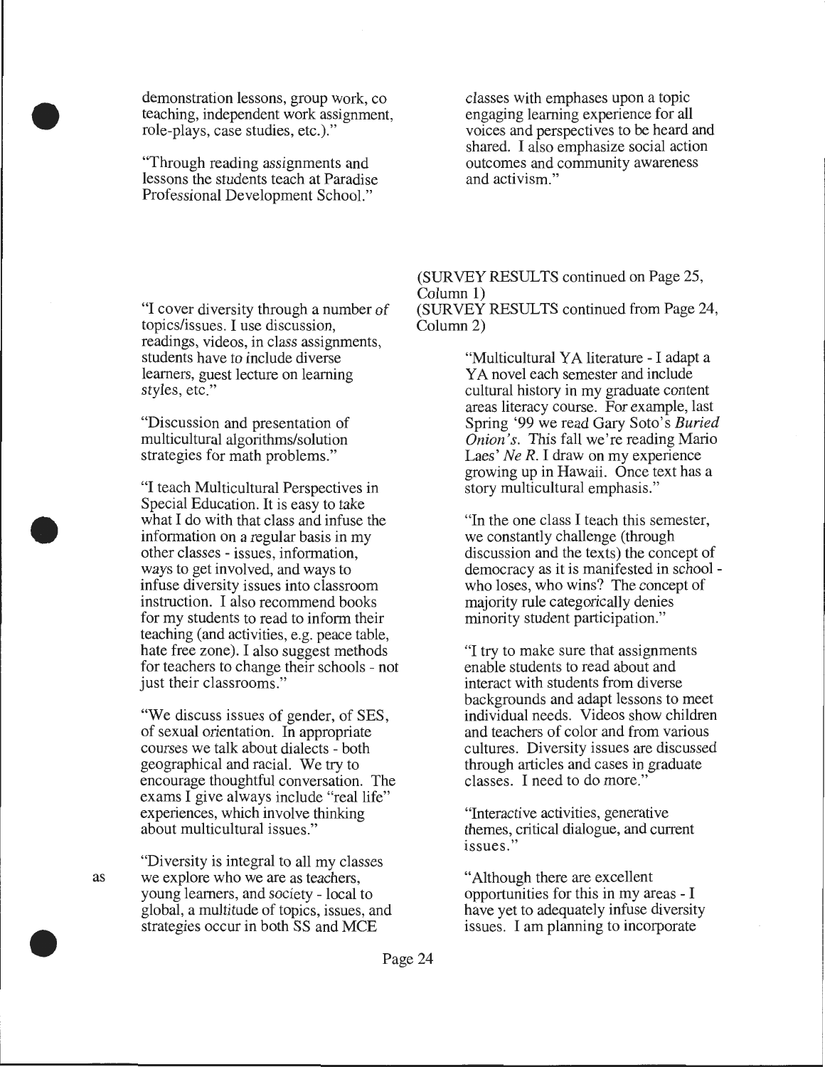demonstration lessons, group work, co teaching, independent work assignment, role-plays, case studies, etc.)."

"Through reading assignments and lessons the students teach at Paradise Professional Development School."

"I cover diversity through a number of topics/issues. I use discussion, readings, videos, in class assignments, students have to include diverse learners, guest lecture on learning styles, etc."

"Discussion and presentation of multicultural algorithms/solution strategies for math problems."

"I teach Multicultural Perspectives in Special Education. It is easy to take what I do with that class and infuse the information on a regular basis in my other classes - issues, information, ways to get involved, and ways to infuse diversity issues into classroom instruction. I also recommend books for my students to read to inform their teaching (and activities, e.g. peace table, hate free zone). I also suggest methods for teachers to change their schools - not just their classrooms."

"We discuss issues of gender, of SES, of sexual orientation. In appropriate courses we talk about dialects - both geographical and racial. We try to encourage thoughtful conversation. The exams I give always include "real life" experiences, which involve thinking about multicultural issues."

"Diversity is integral to all my classes as we explore who we are as teachers, young learners, and society - local to global, a multitude of topics, issues, and strategies occur in both SS and MCE classes with emphases upon a topic engaging learning experience for all voices and perspectives to be heard and shared. I also emphasize social action outcomes and community awareness and activism."

(SURVEY RESULTS continued on Page 25, Column 1)

(SURVEY RESULTS continued from Page 24, Column 2)

"Multicultural YA literature - I adapt a YA novel each semester and include cultural history in my graduate content areas literacy course. For example, last Spring '99 we read Gary Soto's *Buried Onion's*. This fall we're reading Mario Laes' *Ne R*. I draw on my experience growing up in Hawaii. Once text has a story multicultural emphasis."

"In the one class I teach this semester, we constantly challenge (through discussion and the texts) the concept of democracy as it is manifested in school - who loses, who wins? The concept of majority rule categorically denies minority student participation."

"I try to make sure that assignments enable students to read about and interact with students from diverse backgrounds and adapt lessons to meet individual needs. Videos show children and teachers of color and from various cultures. Diversity issues are discussed through articles and cases in graduate classes. I need to do more."

"Interactive activities, generative themes, critical dialogue, and current issues."

"Although there are excellent opportunities for this in my areas - I have yet to adequately infuse diversity issues. I am planning to incorporate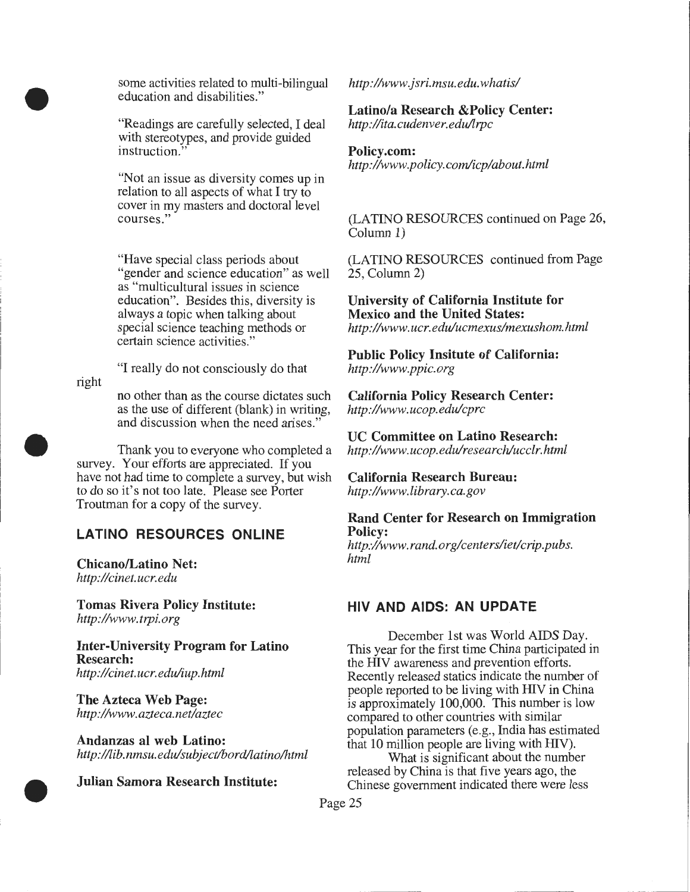some activities related to multi-bilingual education and disabilities."

"Readings are carefully selected, I deal with stereotypes, and provide guided instruction."

"Not an issue as diversity comes up in relation to all aspects of what I try to cover in my masters and doctoral level courses."

"Have special class periods about "gender and science education" as well as "multicultural issues in science education". Besides this, diversity is always a topic when talking about special science teaching methods or certain science activities."

"I really do not consciously do that right no other than as the course dictates such as the use of different (blank) in writing, and discussion when the need arises."

Thank you to everyone who completed a survey. Your efforts are appreciated. If you have not had time to complete a survey, but wish to do so it's not too late. Please see Porter Troutman for a copy of the survey.

## LATINO RESOURCES ONLINE

**Chicano/Latino Net:**
*http://cinet.ucr.edu*

**Tomas Rivera Policy Institute:**
*http://www.trpi.org*

**Inter-University Program for Latino Research:**
*http://cinet.ucr.edu/iup.html*

**The Azteca Web Page:**
*http://www.azteca.net/aztec*

**Andanzas al web Latino:**
*http://lib.nmsu.edu/subject/bord/latino/html*

**Julian Samora Research Institute:**
*http://www.jsri.msu.edu.whatis/*

**Latino/a Research &Policy Center:**
*http://ita.cudenver.edu/lrpc*

**Policy.com:**
*http://www.policy.com/icp/about.html*

(LATINO RESOURCES continued on Page 26, Column 1)

(LATINO RESOURCES continued from Page 25, Column 2)

**University of California Institute for Mexico and the United States:**
*http://www.ucr.edu/ucmexus/mexushom.html*

**Public Policy Insitute of California:**
*http://www.ppic.org*

**California Policy Research Center:**
*http://www.ucop.edu/cprc*

**UC Committee on Latino Research:**
*http://www.ucop.edu/research/ucclr.html*

**California Research Bureau:**
*http://www.library.ca.gov*

**Rand Center for Research on Immigration Policy:**
*http://www.rand.org/centers/iet/crip.pubs.html*

## HIV AND AIDS: AN UPDATE

December 1st was World AIDS Day. This year for the first time China participated in the HIV awareness and prevention efforts. Recently released statics indicate the number of people reported to be living with HIV in China is approximately 100,000. This number is low compared to other countries with similar population parameters (e.g., India has estimated that 10 million people are living with HIV).

What is significant about the number released by China is that five years ago, the Chinese government indicated there were less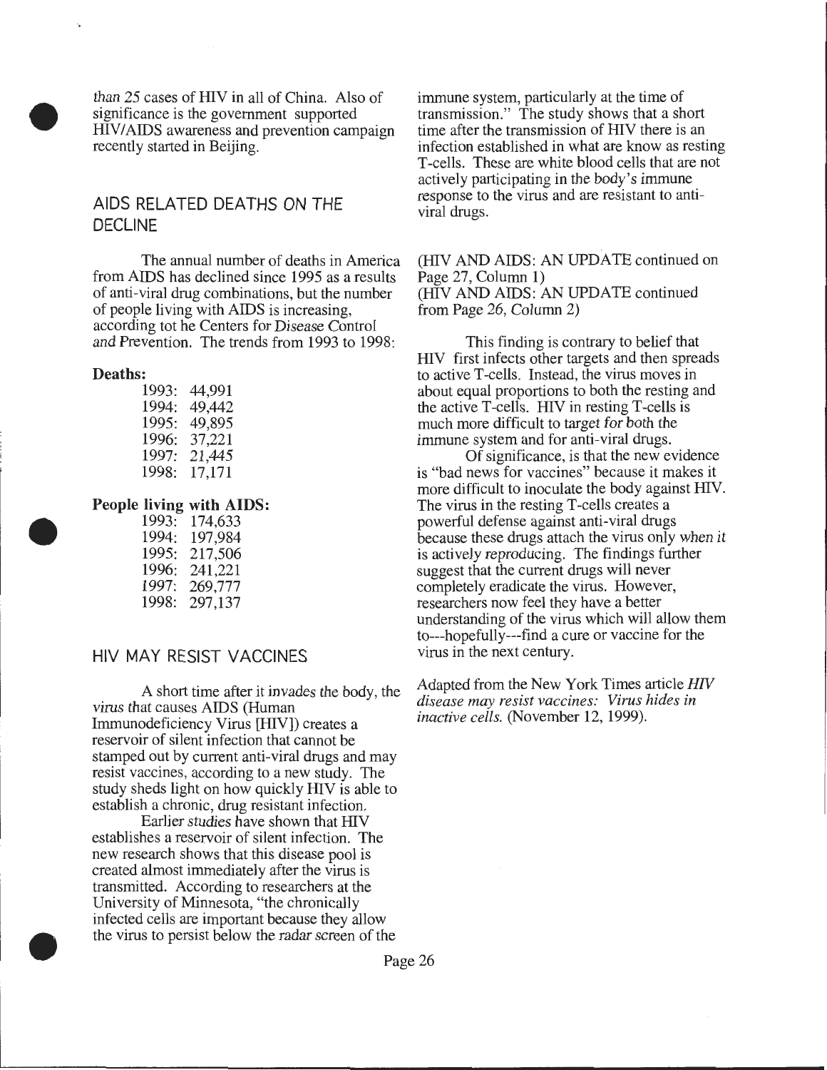than 25 cases of HIV in all of China. Also of significance is the government supported HIV/AIDS awareness and prevention campaign recently started in Beijing.

## AIDS RELATED DEATHS ON THE DECLINE

The annual number of deaths in America from AIDS has declined since 1995 as a results of anti-viral drug combinations, but the number of people living with AIDS is increasing, according tot he Centers for Disease Control and Prevention. The trends from 1993 to 1998:

**Deaths:**

1993: 44,991
1994: 49,442
1995: 49,895
1996: 37,221
1997: 21,445
1998: 17,171

**People living with AIDS:**

1993: 174,633
1994: 197,984
1995: 217,506
1996: 241,221
1997: 269,777
1998: 297,137

## HIV MAY RESIST VACCINES

A short time after it invades the body, the virus that causes AIDS (Human Immunodeficiency Virus [HIV]) creates a reservoir of silent infection that cannot be stamped out by current anti-viral drugs and may resist vaccines, according to a new study. The study sheds light on how quickly HIV is able to establish a chronic, drug resistant infection.

Earlier studies have shown that HIV establishes a reservoir of silent infection. The new research shows that this disease pool is created almost immediately after the virus is transmitted. According to researchers at the University of Minnesota, "the chronically infected cells are important because they allow the virus to persist below the radar screen of the immune system, particularly at the time of transmission." The study shows that a short time after the transmission of HIV there is an infection established in what are know as resting T-cells. These are white blood cells that are not actively participating in the body's immune response to the virus and are resistant to anti-viral drugs.

(HIV AND AIDS: AN UPDATE continued on Page 27, Column 1)
(HIV AND AIDS: AN UPDATE continued from Page 26, Column 2)

This finding is contrary to belief that HIV first infects other targets and then spreads to active T-cells. Instead, the virus moves in about equal proportions to both the resting and the active T-cells. HIV in resting T-cells is much more difficult to target for both the immune system and for anti-viral drugs.

Of significance, is that the new evidence is "bad news for vaccines" because it makes it more difficult to inoculate the body against HIV. The virus in the resting T-cells creates a powerful defense against anti-viral drugs because these drugs attach the virus only when it is actively reproducing. The findings further suggest that the current drugs will never completely eradicate the virus. However, researchers now feel they have a better understanding of the virus which will allow them to---hopefully---find a cure or vaccine for the virus in the next century.

Adapted from the New York Times article *HIV disease may resist vaccines: Virus hides in inactive cells.* (November 12, 1999).